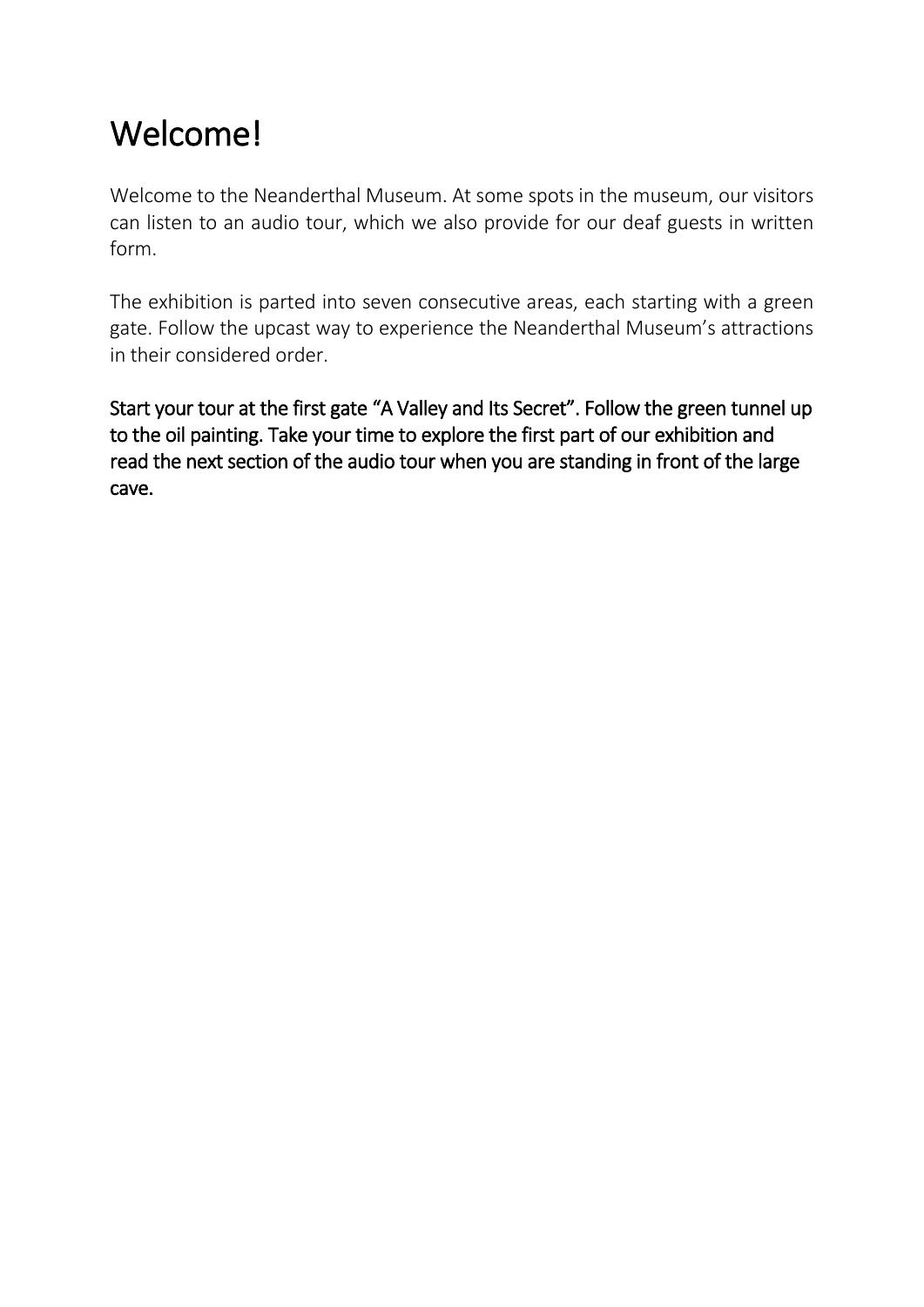# Welcome!

Welcome to the Neanderthal Museum. At some spots in the museum, our visitors can listen to an audio tour, which we also provide for our deaf guests in written form.

The exhibition is parted into seven consecutive areas, each starting with a green gate. Follow the upcast way to experience the Neanderthal Museum's attractions in their considered order.

Start your tour at the first gate "A Valley and Its Secret". Follow the green tunnel up to the oil painting. Take your time to explore the first part of our exhibition and read the next section of the audio tour when you are standing in front of the large cave.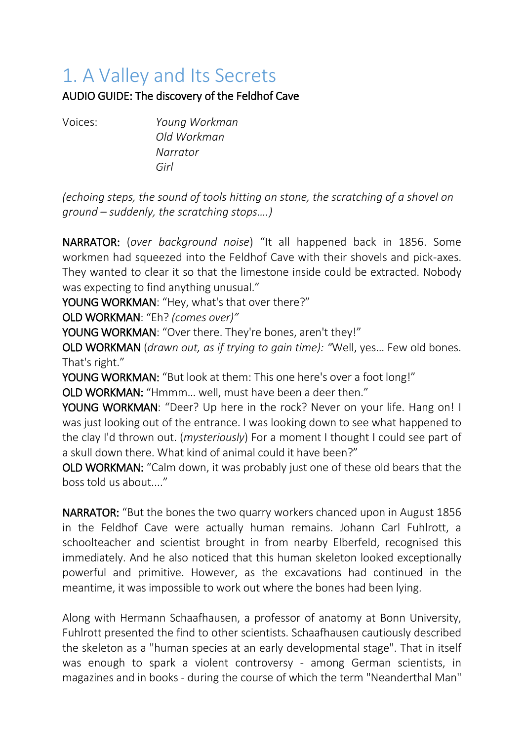# 1. A Valley and Its Secrets

AUDIO GUIDE: The discovery of the Feldhof Cave

Voices: *Young Workman*
*Old Workman*
*Narrator*
*Girl*

*(echoing steps, the sound of tools hitting on stone, the scratching of a shovel on ground – suddenly, the scratching stops….)*

**NARRATOR:** (*over background noise*) "It all happened back in 1856. Some workmen had squeezed into the Feldhof Cave with their shovels and pick-axes. They wanted to clear it so that the limestone inside could be extracted. Nobody was expecting to find anything unusual."

**YOUNG WORKMAN**: "Hey, what's that over there?"

**OLD WORKMAN**: "Eh? *(comes over)"*

**YOUNG WORKMAN**: "Over there. They're bones, aren't they!"

**OLD WORKMAN** (*drawn out, as if trying to gain time): "*Well, yes… Few old bones. That's right."

**YOUNG WORKMAN:** "But look at them: This one here's over a foot long!"

**OLD WORKMAN:** "Hmmm… well, must have been a deer then."

**YOUNG WORKMAN**: "Deer? Up here in the rock? Never on your life. Hang on! I was just looking out of the entrance. I was looking down to see what happened to the clay I'd thrown out. (*mysteriously*) For a moment I thought I could see part of a skull down there. What kind of animal could it have been?"

**OLD WORKMAN:** "Calm down, it was probably just one of these old bears that the boss told us about…."

**NARRATOR:** "But the bones the two quarry workers chanced upon in August 1856 in the Feldhof Cave were actually human remains. Johann Carl Fuhlrott, a schoolteacher and scientist brought in from nearby Elberfeld, recognised this immediately. And he also noticed that this human skeleton looked exceptionally powerful and primitive. However, as the excavations had continued in the meantime, it was impossible to work out where the bones had been lying.

Along with Hermann Schaafhausen, a professor of anatomy at Bonn University, Fuhlrott presented the find to other scientists. Schaafhausen cautiously described the skeleton as a "human species at an early developmental stage". That in itself was enough to spark a violent controversy - among German scientists, in magazines and in books - during the course of which the term "Neanderthal Man"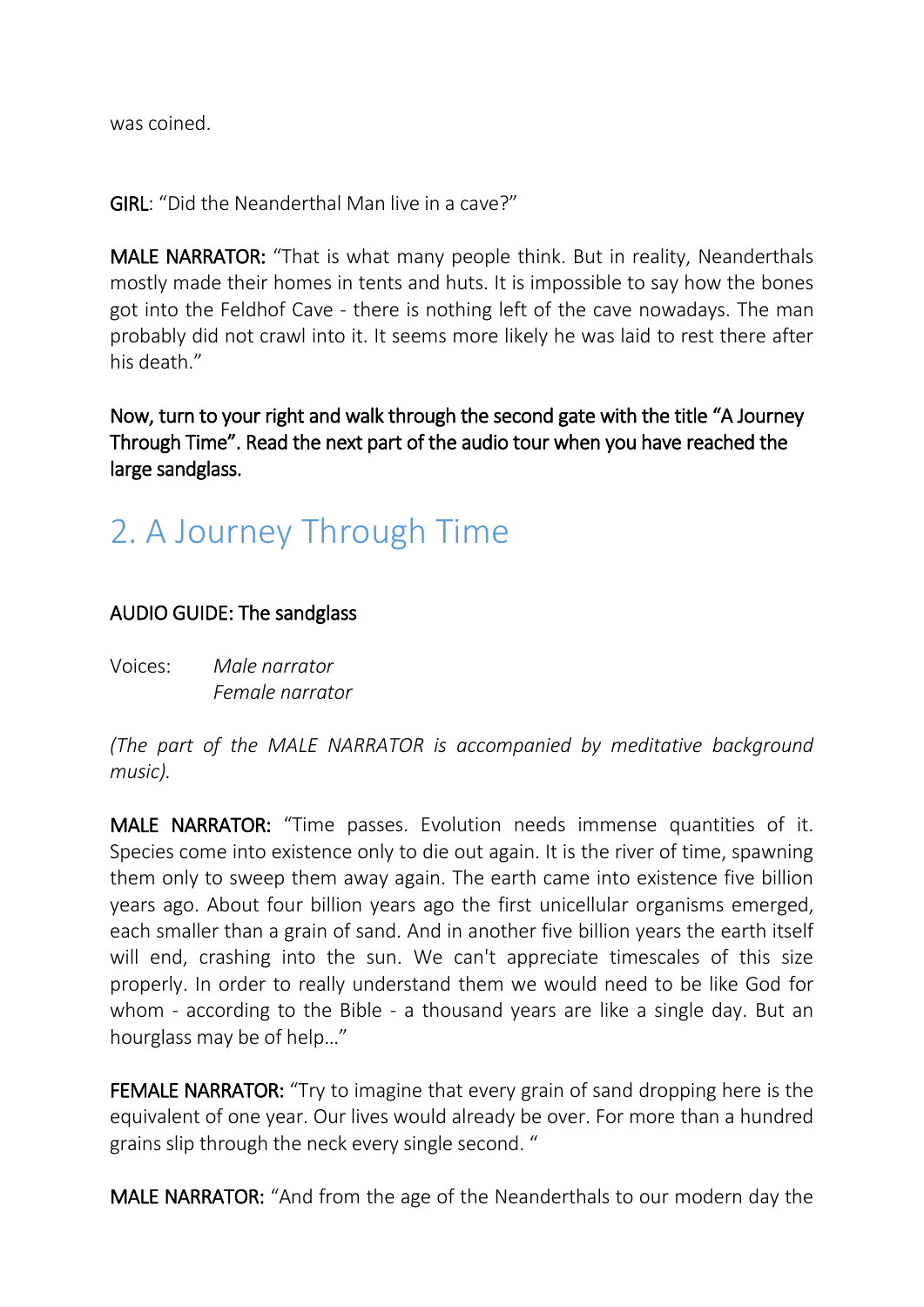was coined.

**GIRL**: “Did the Neanderthal Man live in a cave?”

**MALE NARRATOR:** “That is what many people think. But in reality, Neanderthals mostly made their homes in tents and huts. It is impossible to say how the bones got into the Feldhof Cave - there is nothing left of the cave nowadays. The man probably did not crawl into it. It seems more likely he was laid to rest there after his death.”

**Now, turn to your right and walk through the second gate with the title “A Journey Through Time”. Read the next part of the audio tour when you have reached the large sandglass.**

## 2. A Journey Through Time

**AUDIO GUIDE: The sandglass**

Voices: *Male narrator*
*Female narrator*

*(The part of the MALE NARRATOR is accompanied by meditative background music).*

**MALE NARRATOR:** “Time passes. Evolution needs immense quantities of it. Species come into existence only to die out again. It is the river of time, spawning them only to sweep them away again. The earth came into existence five billion years ago. About four billion years ago the first unicellular organisms emerged, each smaller than a grain of sand. And in another five billion years the earth itself will end, crashing into the sun. We can't appreciate timescales of this size properly. In order to really understand them we would need to be like God for whom - according to the Bible - a thousand years are like a single day. But an hourglass may be of help…”

**FEMALE NARRATOR:** “Try to imagine that every grain of sand dropping here is the equivalent of one year. Our lives would already be over. For more than a hundred grains slip through the neck every single second. “

**MALE NARRATOR:** “And from the age of the Neanderthals to our modern day the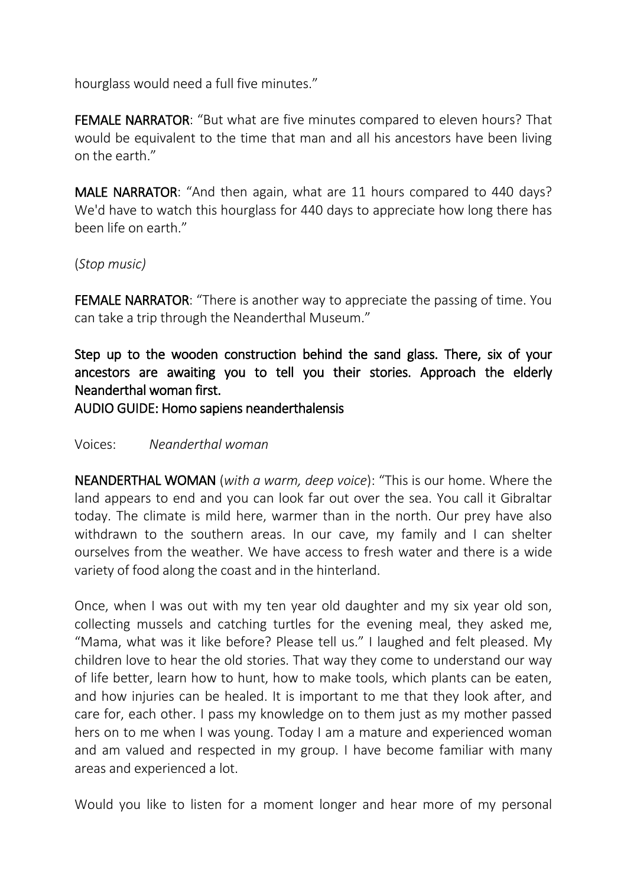hourglass would need a full five minutes."

**FEMALE NARRATOR**: "But what are five minutes compared to eleven hours? That would be equivalent to the time that man and all his ancestors have been living on the earth."

**MALE NARRATOR**: "And then again, what are 11 hours compared to 440 days? We'd have to watch this hourglass for 440 days to appreciate how long there has been life on earth."

(*Stop music)*

**FEMALE NARRATOR**: "There is another way to appreciate the passing of time. You can take a trip through the Neanderthal Museum."

**Step up to the wooden construction behind the sand glass. There, six of your ancestors are awaiting you to tell you their stories. Approach the elderly Neanderthal woman first.**

**AUDIO GUIDE: Homo sapiens neanderthalensis**

Voices: *Neanderthal woman*

**NEANDERTHAL WOMAN** (*with a warm, deep voice*): "This is our home. Where the land appears to end and you can look far out over the sea. You call it Gibraltar today. The climate is mild here, warmer than in the north. Our prey have also withdrawn to the southern areas. In our cave, my family and I can shelter ourselves from the weather. We have access to fresh water and there is a wide variety of food along the coast and in the hinterland.

Once, when I was out with my ten year old daughter and my six year old son, collecting mussels and catching turtles for the evening meal, they asked me, "Mama, what was it like before? Please tell us." I laughed and felt pleased. My children love to hear the old stories. That way they come to understand our way of life better, learn how to hunt, how to make tools, which plants can be eaten, and how injuries can be healed. It is important to me that they look after, and care for, each other. I pass my knowledge on to them just as my mother passed hers on to me when I was young. Today I am a mature and experienced woman and am valued and respected in my group. I have become familiar with many areas and experienced a lot.

Would you like to listen for a moment longer and hear more of my personal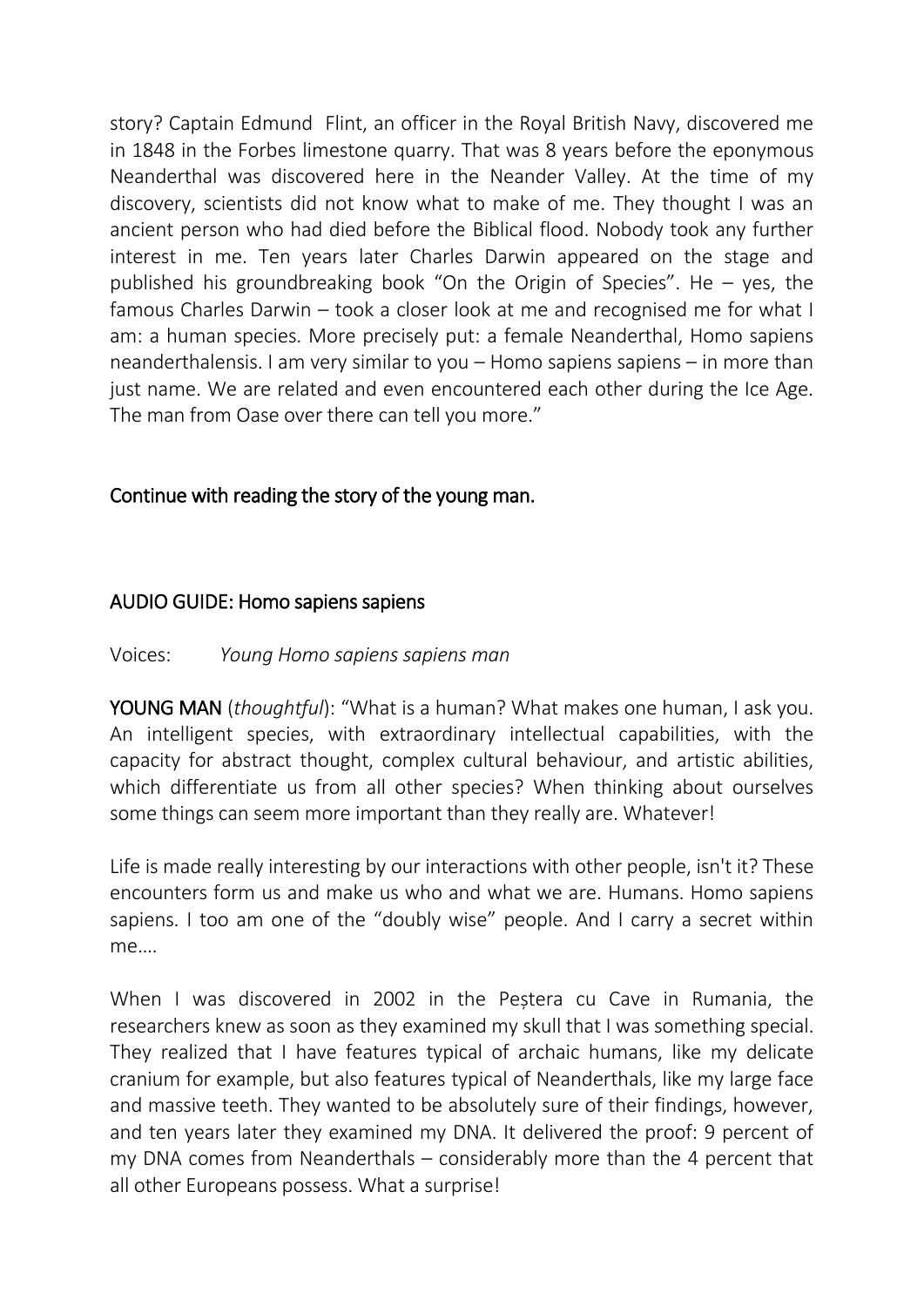story? Captain Edmund Flint, an officer in the Royal British Navy, discovered me in 1848 in the Forbes limestone quarry. That was 8 years before the eponymous Neanderthal was discovered here in the Neander Valley. At the time of my discovery, scientists did not know what to make of me. They thought I was an ancient person who had died before the Biblical flood. Nobody took any further interest in me. Ten years later Charles Darwin appeared on the stage and published his groundbreaking book "On the Origin of Species". He – yes, the famous Charles Darwin – took a closer look at me and recognised me for what I am: a human species. More precisely put: a female Neanderthal, Homo sapiens neanderthalensis. I am very similar to you – Homo sapiens sapiens – in more than just name. We are related and even encountered each other during the Ice Age. The man from Oase over there can tell you more."

Continue with reading the story of the young man.

## AUDIO GUIDE: Homo sapiens sapiens

Voices: *Young Homo sapiens sapiens man*

**YOUNG MAN** (*thoughtful*): "What is a human? What makes one human, I ask you. An intelligent species, with extraordinary intellectual capabilities, with the capacity for abstract thought, complex cultural behaviour, and artistic abilities, which differentiate us from all other species? When thinking about ourselves some things can seem more important than they really are. Whatever!

Life is made really interesting by our interactions with other people, isn't it? These encounters form us and make us who and what we are. Humans. Homo sapiens sapiens. I too am one of the "doubly wise" people. And I carry a secret within me....

When I was discovered in 2002 in the Peștera cu Cave in Rumania, the researchers knew as soon as they examined my skull that I was something special. They realized that I have features typical of archaic humans, like my delicate cranium for example, but also features typical of Neanderthals, like my large face and massive teeth. They wanted to be absolutely sure of their findings, however, and ten years later they examined my DNA. It delivered the proof: 9 percent of my DNA comes from Neanderthals – considerably more than the 4 percent that all other Europeans possess. What a surprise!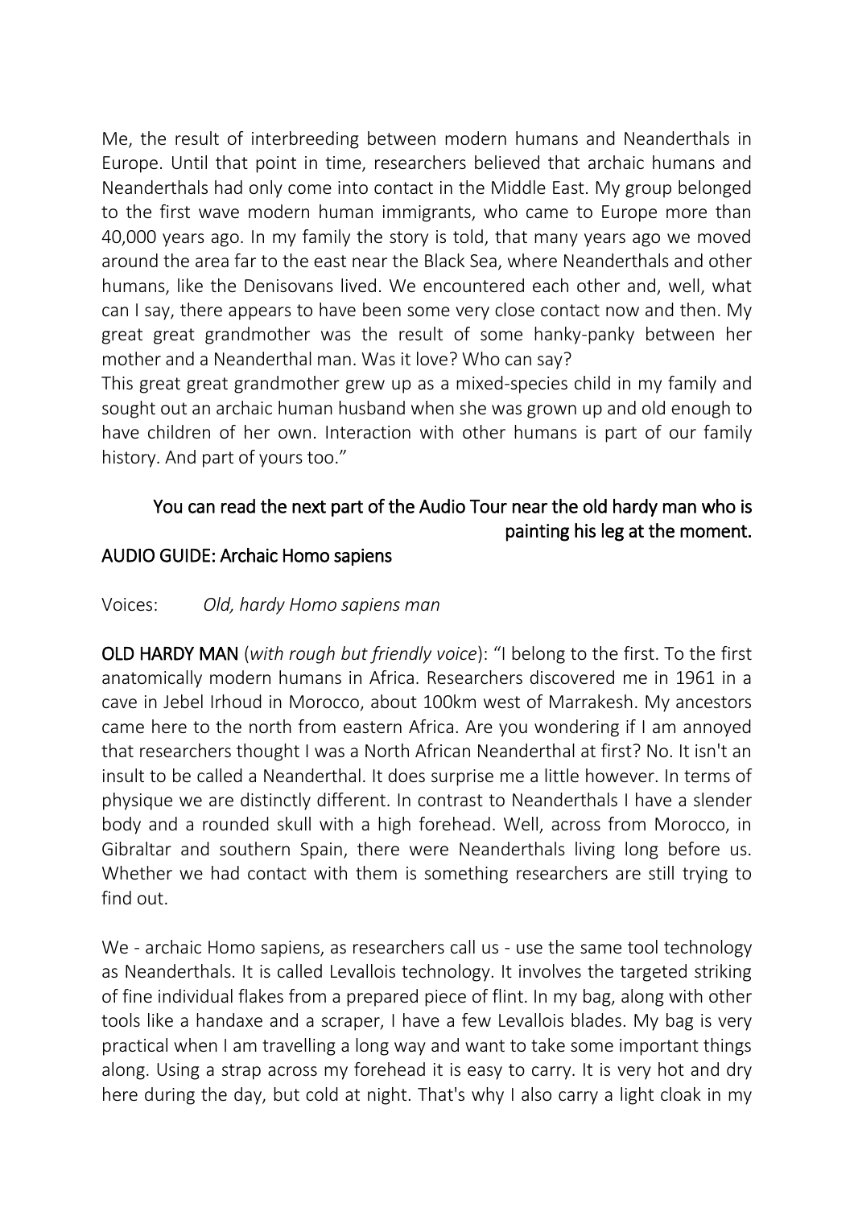Me, the result of interbreeding between modern humans and Neanderthals in Europe. Until that point in time, researchers believed that archaic humans and Neanderthals had only come into contact in the Middle East. My group belonged to the first wave modern human immigrants, who came to Europe more than 40,000 years ago. In my family the story is told, that many years ago we moved around the area far to the east near the Black Sea, where Neanderthals and other humans, like the Denisovans lived. We encountered each other and, well, what can I say, there appears to have been some very close contact now and then. My great great grandmother was the result of some hanky-panky between her mother and a Neanderthal man. Was it love? Who can say?
This great great grandmother grew up as a mixed-species child in my family and sought out an archaic human husband when she was grown up and old enough to have children of her own. Interaction with other humans is part of our family history. And part of yours too."

You can read the next part of the Audio Tour near the old hardy man who is painting his leg at the moment.

## AUDIO GUIDE: Archaic Homo sapiens

Voices: *Old, hardy Homo sapiens man*

**OLD HARDY MAN** (*with rough but friendly voice*): "I belong to the first. To the first anatomically modern humans in Africa. Researchers discovered me in 1961 in a cave in Jebel Irhoud in Morocco, about 100km west of Marrakesh. My ancestors came here to the north from eastern Africa. Are you wondering if I am annoyed that researchers thought I was a North African Neanderthal at first? No. It isn't an insult to be called a Neanderthal. It does surprise me a little however. In terms of physique we are distinctly different. In contrast to Neanderthals I have a slender body and a rounded skull with a high forehead. Well, across from Morocco, in Gibraltar and southern Spain, there were Neanderthals living long before us. Whether we had contact with them is something researchers are still trying to find out.

We - archaic Homo sapiens, as researchers call us - use the same tool technology as Neanderthals. It is called Levallois technology. It involves the targeted striking of fine individual flakes from a prepared piece of flint. In my bag, along with other tools like a handaxe and a scraper, I have a few Levallois blades. My bag is very practical when I am travelling a long way and want to take some important things along. Using a strap across my forehead it is easy to carry. It is very hot and dry here during the day, but cold at night. That's why I also carry a light cloak in my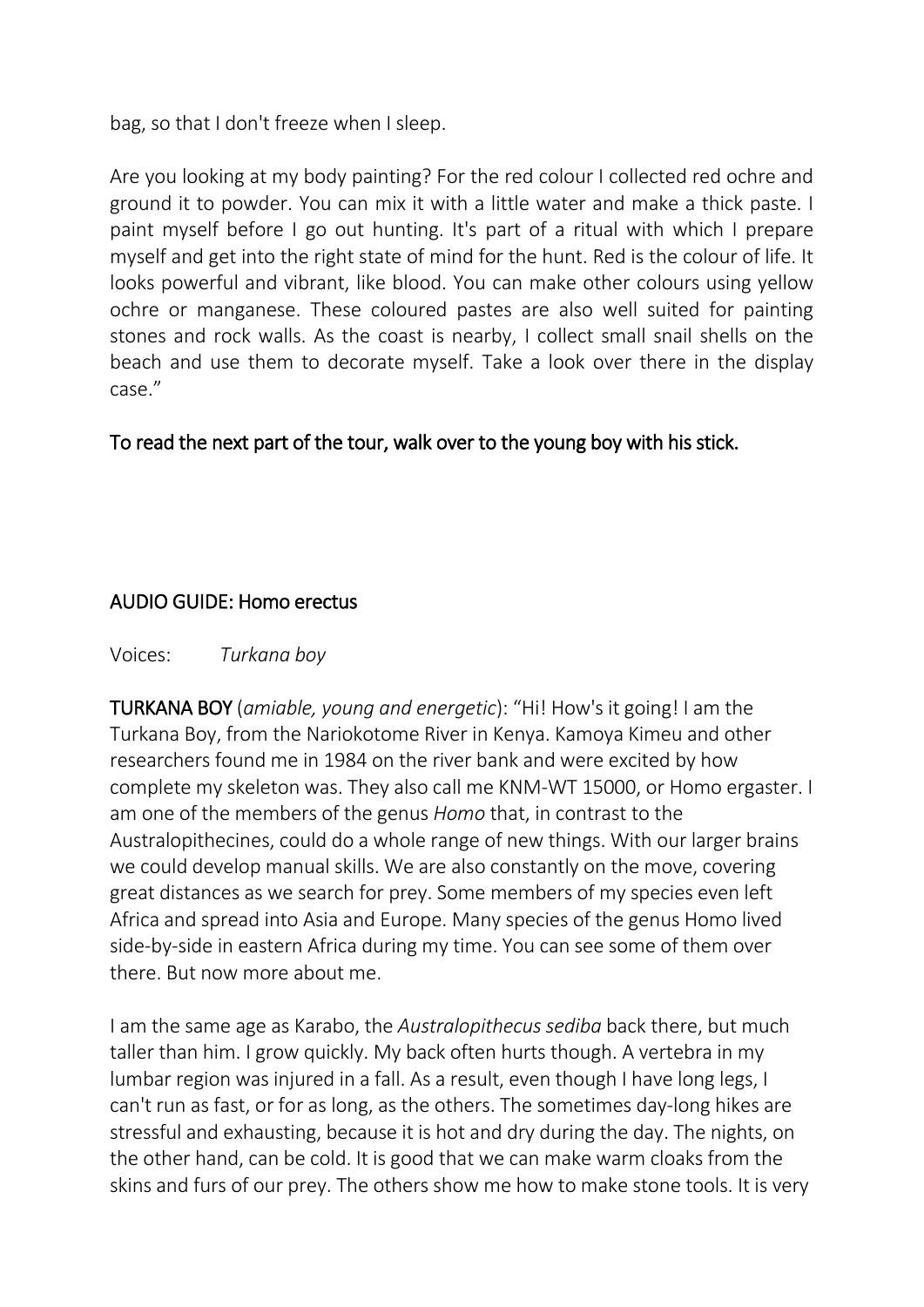bag, so that I don't freeze when I sleep.

Are you looking at my body painting? For the red colour I collected red ochre and ground it to powder. You can mix it with a little water and make a thick paste. I paint myself before I go out hunting. It's part of a ritual with which I prepare myself and get into the right state of mind for the hunt. Red is the colour of life. It looks powerful and vibrant, like blood. You can make other colours using yellow ochre or manganese. These coloured pastes are also well suited for painting stones and rock walls. As the coast is nearby, I collect small snail shells on the beach and use them to decorate myself. Take a look over there in the display case."

To read the next part of the tour, walk over to the young boy with his stick.

## AUDIO GUIDE: Homo erectus

Voices: *Turkana boy*

**TURKANA BOY** (*amiable, young and energetic*): "Hi! How's it going! I am the Turkana Boy, from the Nariokotome River in Kenya. Kamoya Kimeu and other researchers found me in 1984 on the river bank and were excited by how complete my skeleton was. They also call me KNM-WT 15000, or Homo ergaster. I am one of the members of the genus *Homo* that, in contrast to the Australopithecines, could do a whole range of new things. With our larger brains we could develop manual skills. We are also constantly on the move, covering great distances as we search for prey. Some members of my species even left Africa and spread into Asia and Europe. Many species of the genus Homo lived side-by-side in eastern Africa during my time. You can see some of them over there. But now more about me.

I am the same age as Karabo, the *Australopithecus sediba* back there, but much taller than him. I grow quickly. My back often hurts though. A vertebra in my lumbar region was injured in a fall. As a result, even though I have long legs, I can't run as fast, or for as long, as the others. The sometimes day-long hikes are stressful and exhausting, because it is hot and dry during the day. The nights, on the other hand, can be cold. It is good that we can make warm cloaks from the skins and furs of our prey. The others show me how to make stone tools. It is very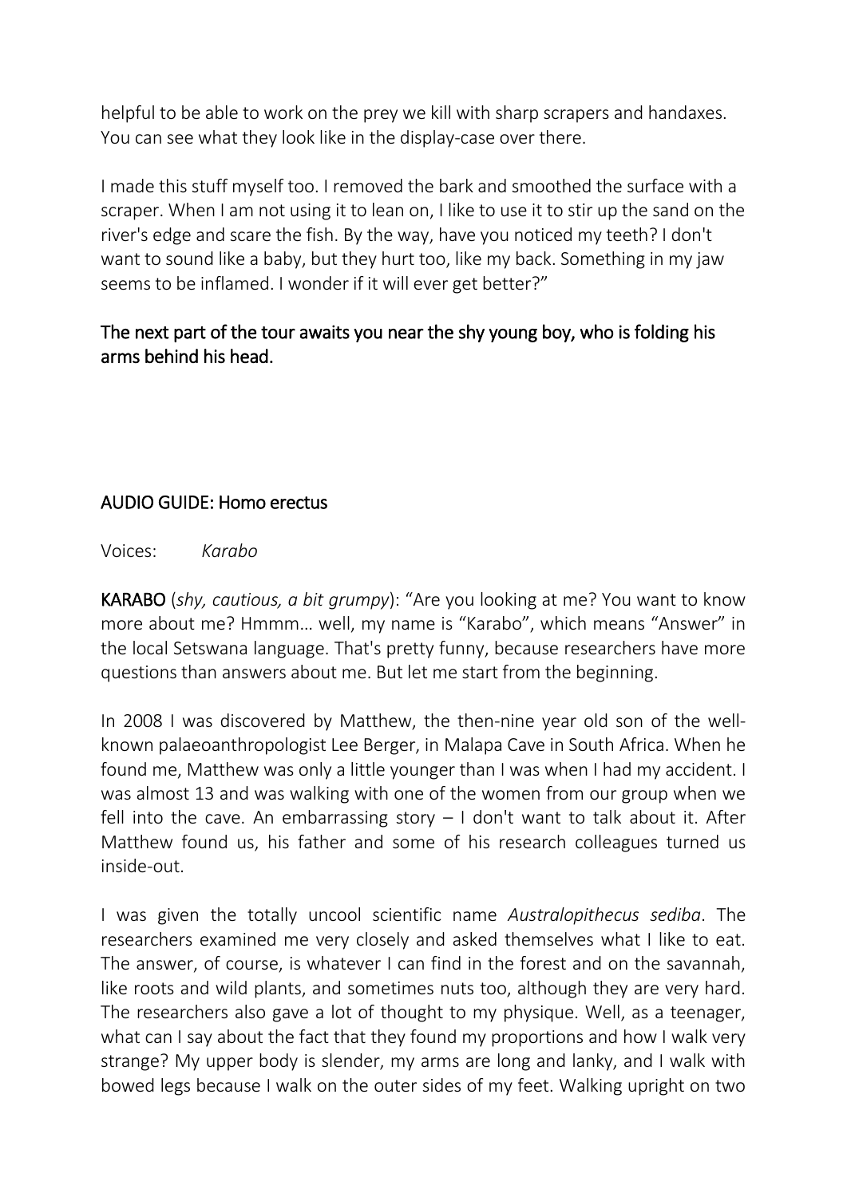helpful to be able to work on the prey we kill with sharp scrapers and handaxes. You can see what they look like in the display-case over there.

I made this stuff myself too. I removed the bark and smoothed the surface with a scraper. When I am not using it to lean on, I like to use it to stir up the sand on the river's edge and scare the fish. By the way, have you noticed my teeth? I don't want to sound like a baby, but they hurt too, like my back. Something in my jaw seems to be inflamed. I wonder if it will ever get better?"

The next part of the tour awaits you near the shy young boy, who is folding his arms behind his head.

## AUDIO GUIDE: Homo erectus

Voices: *Karabo*

**KARABO** (*shy, cautious, a bit grumpy*): "Are you looking at me? You want to know more about me? Hmmm… well, my name is "Karabo", which means "Answer" in the local Setswana language. That's pretty funny, because researchers have more questions than answers about me. But let me start from the beginning.

In 2008 I was discovered by Matthew, the then-nine year old son of the well-known palaeoanthropologist Lee Berger, in Malapa Cave in South Africa. When he found me, Matthew was only a little younger than I was when I had my accident. I was almost 13 and was walking with one of the women from our group when we fell into the cave. An embarrassing story – I don't want to talk about it. After Matthew found us, his father and some of his research colleagues turned us inside-out.

I was given the totally uncool scientific name *Australopithecus sediba*. The researchers examined me very closely and asked themselves what I like to eat. The answer, of course, is whatever I can find in the forest and on the savannah, like roots and wild plants, and sometimes nuts too, although they are very hard. The researchers also gave a lot of thought to my physique. Well, as a teenager, what can I say about the fact that they found my proportions and how I walk very strange? My upper body is slender, my arms are long and lanky, and I walk with bowed legs because I walk on the outer sides of my feet. Walking upright on two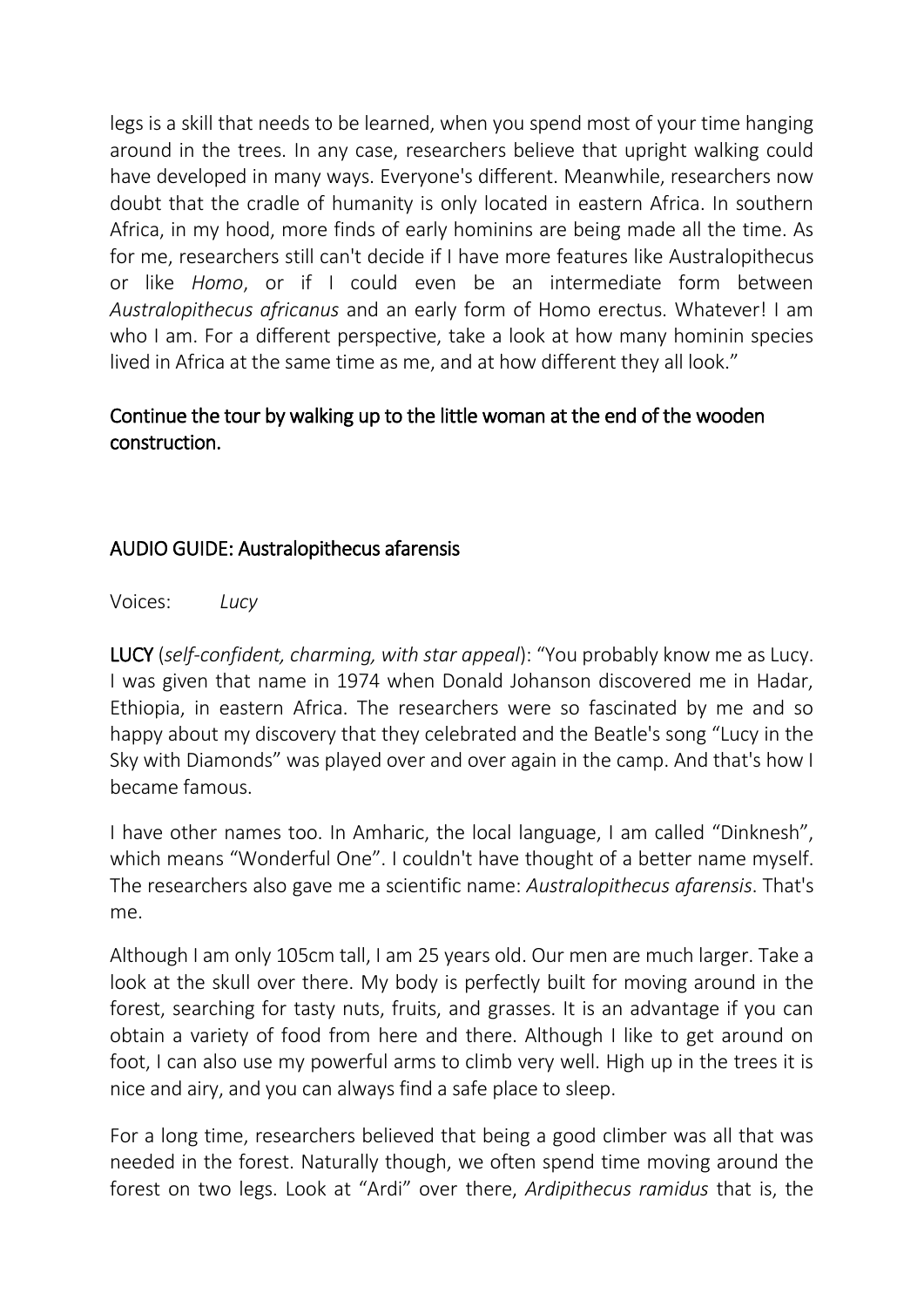legs is a skill that needs to be learned, when you spend most of your time hanging around in the trees. In any case, researchers believe that upright walking could have developed in many ways. Everyone's different. Meanwhile, researchers now doubt that the cradle of humanity is only located in eastern Africa. In southern Africa, in my hood, more finds of early hominins are being made all the time. As for me, researchers still can't decide if I have more features like Australopithecus or like *Homo*, or if I could even be an intermediate form between *Australopithecus africanus* and an early form of Homo erectus. Whatever! I am who I am. For a different perspective, take a look at how many hominin species lived in Africa at the same time as me, and at how different they all look."

Continue the tour by walking up to the little woman at the end of the wooden construction.

## AUDIO GUIDE: Australopithecus afarensis

Voices: *Lucy*

**LUCY** (*self-confident, charming, with star appeal*): "You probably know me as Lucy. I was given that name in 1974 when Donald Johanson discovered me in Hadar, Ethiopia, in eastern Africa. The researchers were so fascinated by me and so happy about my discovery that they celebrated and the Beatle's song "Lucy in the Sky with Diamonds" was played over and over again in the camp. And that's how I became famous.

I have other names too. In Amharic, the local language, I am called "Dinknesh", which means "Wonderful One". I couldn't have thought of a better name myself. The researchers also gave me a scientific name: *Australopithecus afarensis*. That's me.

Although I am only 105cm tall, I am 25 years old. Our men are much larger. Take a look at the skull over there. My body is perfectly built for moving around in the forest, searching for tasty nuts, fruits, and grasses. It is an advantage if you can obtain a variety of food from here and there. Although I like to get around on foot, I can also use my powerful arms to climb very well. High up in the trees it is nice and airy, and you can always find a safe place to sleep.

For a long time, researchers believed that being a good climber was all that was needed in the forest. Naturally though, we often spend time moving around the forest on two legs. Look at "Ardi" over there, *Ardipithecus ramidus* that is, the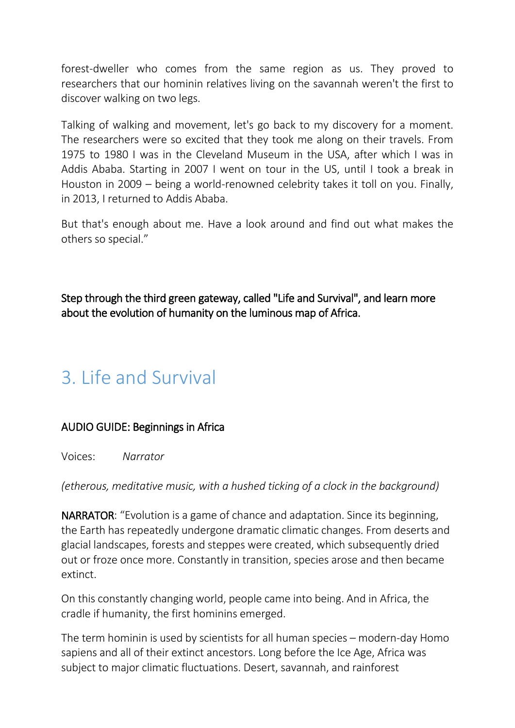forest-dweller who comes from the same region as us. They proved to researchers that our hominin relatives living on the savannah weren't the first to discover walking on two legs.

Talking of walking and movement, let's go back to my discovery for a moment. The researchers were so excited that they took me along on their travels. From 1975 to 1980 I was in the Cleveland Museum in the USA, after which I was in Addis Ababa. Starting in 2007 I went on tour in the US, until I took a break in Houston in 2009 – being a world-renowned celebrity takes it toll on you. Finally, in 2013, I returned to Addis Ababa.

But that's enough about me. Have a look around and find out what makes the others so special."

Step through the third green gateway, called "Life and Survival", and learn more about the evolution of humanity on the luminous map of Africa.

## 3. Life and Survival

### AUDIO GUIDE: Beginnings in Africa

Voices: *Narrator*

*(etherous, meditative music, with a hushed ticking of a clock in the background)*

**NARRATOR**: "Evolution is a game of chance and adaptation. Since its beginning, the Earth has repeatedly undergone dramatic climatic changes. From deserts and glacial landscapes, forests and steppes were created, which subsequently dried out or froze once more. Constantly in transition, species arose and then became extinct.

On this constantly changing world, people came into being. And in Africa, the cradle if humanity, the first hominins emerged.

The term hominin is used by scientists for all human species – modern-day Homo sapiens and all of their extinct ancestors. Long before the Ice Age, Africa was subject to major climatic fluctuations. Desert, savannah, and rainforest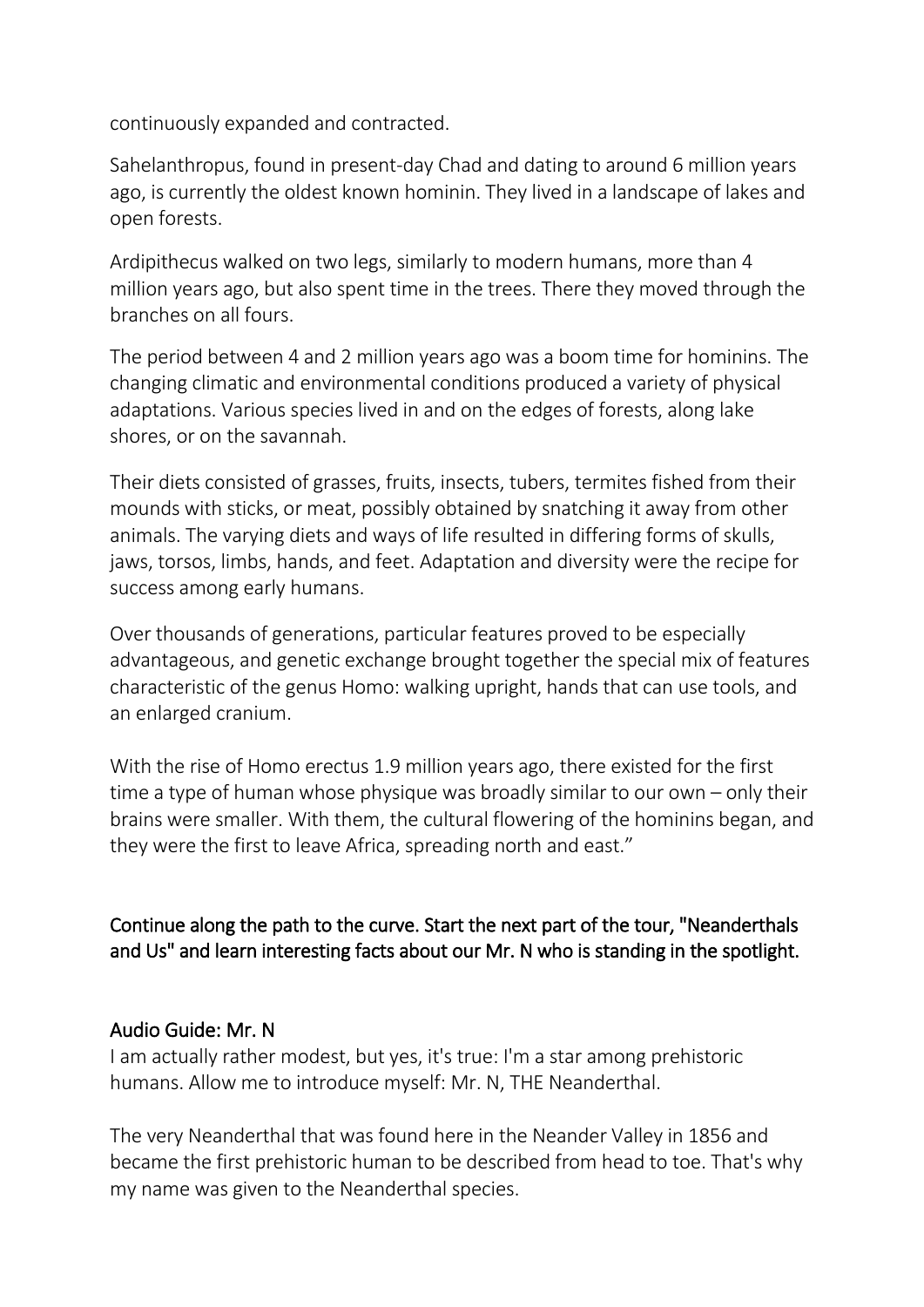continuously expanded and contracted.

Sahelanthropus, found in present-day Chad and dating to around 6 million years ago, is currently the oldest known hominin. They lived in a landscape of lakes and open forests.

Ardipithecus walked on two legs, similarly to modern humans, more than 4 million years ago, but also spent time in the trees. There they moved through the branches on all fours.

The period between 4 and 2 million years ago was a boom time for hominins. The changing climatic and environmental conditions produced a variety of physical adaptations. Various species lived in and on the edges of forests, along lake shores, or on the savannah.

Their diets consisted of grasses, fruits, insects, tubers, termites fished from their mounds with sticks, or meat, possibly obtained by snatching it away from other animals. The varying diets and ways of life resulted in differing forms of skulls, jaws, torsos, limbs, hands, and feet. Adaptation and diversity were the recipe for success among early humans.

Over thousands of generations, particular features proved to be especially advantageous, and genetic exchange brought together the special mix of features characteristic of the genus Homo: walking upright, hands that can use tools, and an enlarged cranium.

With the rise of Homo erectus 1.9 million years ago, there existed for the first time a type of human whose physique was broadly similar to our own – only their brains were smaller. With them, the cultural flowering of the hominins began, and they were the first to leave Africa, spreading north and east."

Continue along the path to the curve. Start the next part of the tour, "Neanderthals and Us" and learn interesting facts about our Mr. N who is standing in the spotlight.

## Audio Guide: Mr. N

I am actually rather modest, but yes, it's true: I'm a star among prehistoric humans. Allow me to introduce myself: Mr. N, THE Neanderthal.

The very Neanderthal that was found here in the Neander Valley in 1856 and became the first prehistoric human to be described from head to toe. That's why my name was given to the Neanderthal species.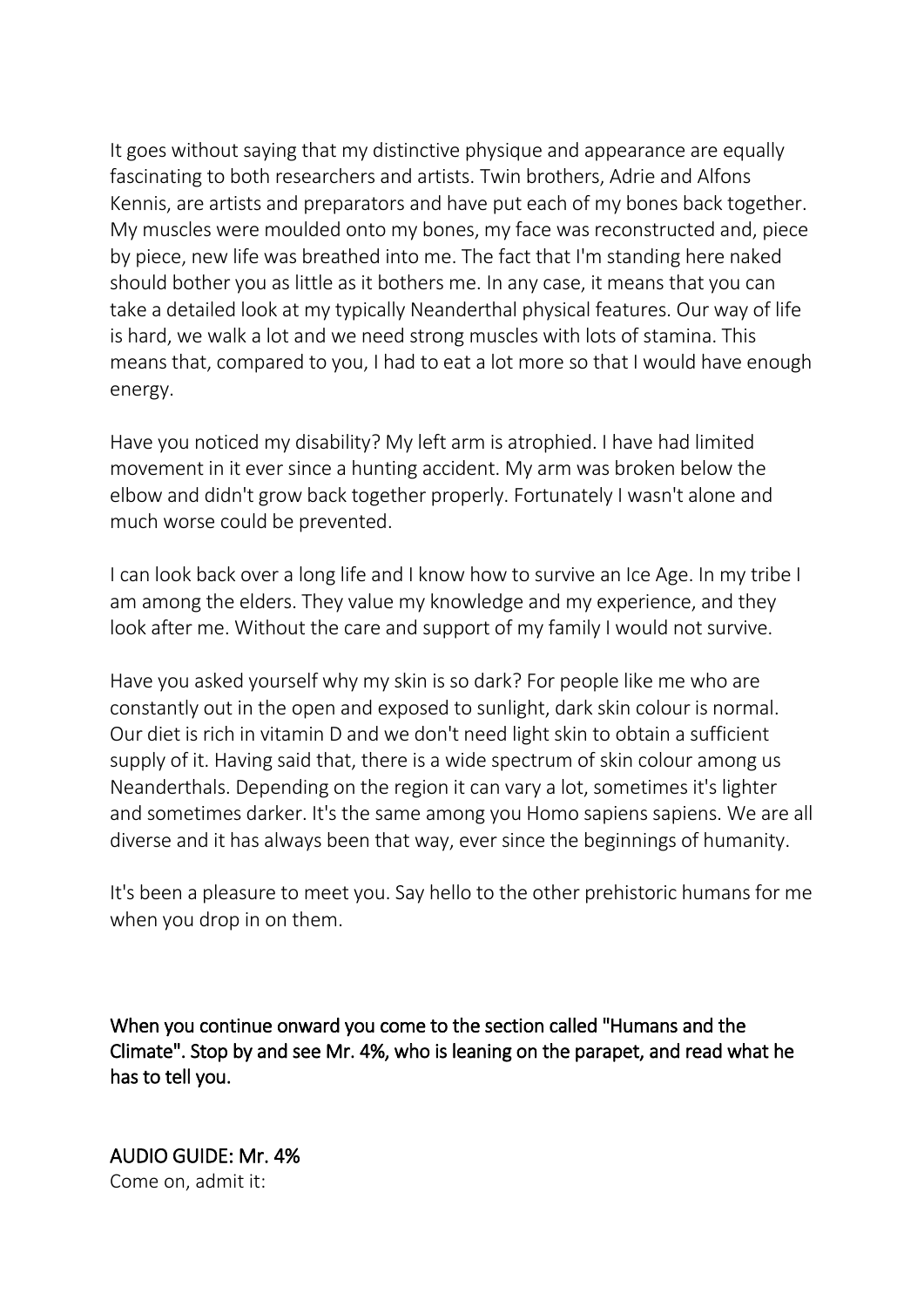It goes without saying that my distinctive physique and appearance are equally fascinating to both researchers and artists. Twin brothers, Adrie and Alfons Kennis, are artists and preparators and have put each of my bones back together. My muscles were moulded onto my bones, my face was reconstructed and, piece by piece, new life was breathed into me. The fact that I'm standing here naked should bother you as little as it bothers me. In any case, it means that you can take a detailed look at my typically Neanderthal physical features. Our way of life is hard, we walk a lot and we need strong muscles with lots of stamina. This means that, compared to you, I had to eat a lot more so that I would have enough energy.

Have you noticed my disability? My left arm is atrophied. I have had limited movement in it ever since a hunting accident. My arm was broken below the elbow and didn't grow back together properly. Fortunately I wasn't alone and much worse could be prevented.

I can look back over a long life and I know how to survive an Ice Age. In my tribe I am among the elders. They value my knowledge and my experience, and they look after me. Without the care and support of my family I would not survive.

Have you asked yourself why my skin is so dark? For people like me who are constantly out in the open and exposed to sunlight, dark skin colour is normal. Our diet is rich in vitamin D and we don't need light skin to obtain a sufficient supply of it. Having said that, there is a wide spectrum of skin colour among us Neanderthals. Depending on the region it can vary a lot, sometimes it's lighter and sometimes darker. It's the same among you Homo sapiens sapiens. We are all diverse and it has always been that way, ever since the beginnings of humanity.

It's been a pleasure to meet you. Say hello to the other prehistoric humans for me when you drop in on them.

When you continue onward you come to the section called "Humans and the Climate". Stop by and see Mr. 4%, who is leaning on the parapet, and read what he has to tell you.

AUDIO GUIDE: Mr. 4%

Come on, admit it: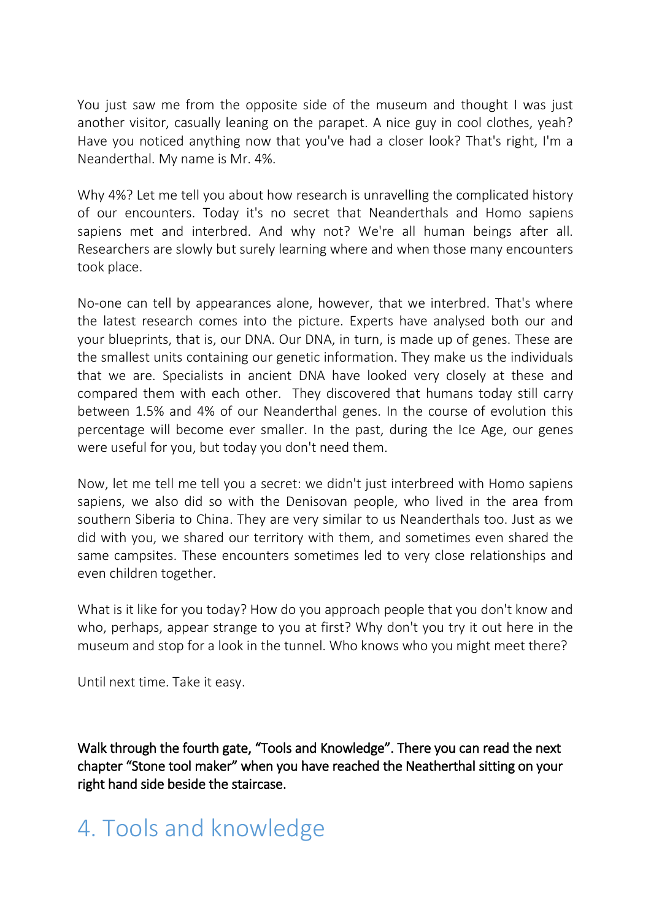You just saw me from the opposite side of the museum and thought I was just another visitor, casually leaning on the parapet. A nice guy in cool clothes, yeah? Have you noticed anything now that you've had a closer look? That's right, I'm a Neanderthal. My name is Mr. 4%.

Why 4%? Let me tell you about how research is unravelling the complicated history of our encounters. Today it's no secret that Neanderthals and Homo sapiens sapiens met and interbred. And why not? We're all human beings after all. Researchers are slowly but surely learning where and when those many encounters took place.

No-one can tell by appearances alone, however, that we interbred. That's where the latest research comes into the picture. Experts have analysed both our and your blueprints, that is, our DNA. Our DNA, in turn, is made up of genes. These are the smallest units containing our genetic information. They make us the individuals that we are. Specialists in ancient DNA have looked very closely at these and compared them with each other. They discovered that humans today still carry between 1.5% and 4% of our Neanderthal genes. In the course of evolution this percentage will become ever smaller. In the past, during the Ice Age, our genes were useful for you, but today you don't need them.

Now, let me tell me tell you a secret: we didn't just interbreed with Homo sapiens sapiens, we also did so with the Denisovan people, who lived in the area from southern Siberia to China. They are very similar to us Neanderthals too. Just as we did with you, we shared our territory with them, and sometimes even shared the same campsites. These encounters sometimes led to very close relationships and even children together.

What is it like for you today? How do you approach people that you don't know and who, perhaps, appear strange to you at first? Why don't you try it out here in the museum and stop for a look in the tunnel. Who knows who you might meet there?

Until next time. Take it easy.

**Walk through the fourth gate, "Tools and Knowledge". There you can read the next chapter "Stone tool maker" when you have reached the Neatherthal sitting on your right hand side beside the staircase.**

# 4. Tools and knowledge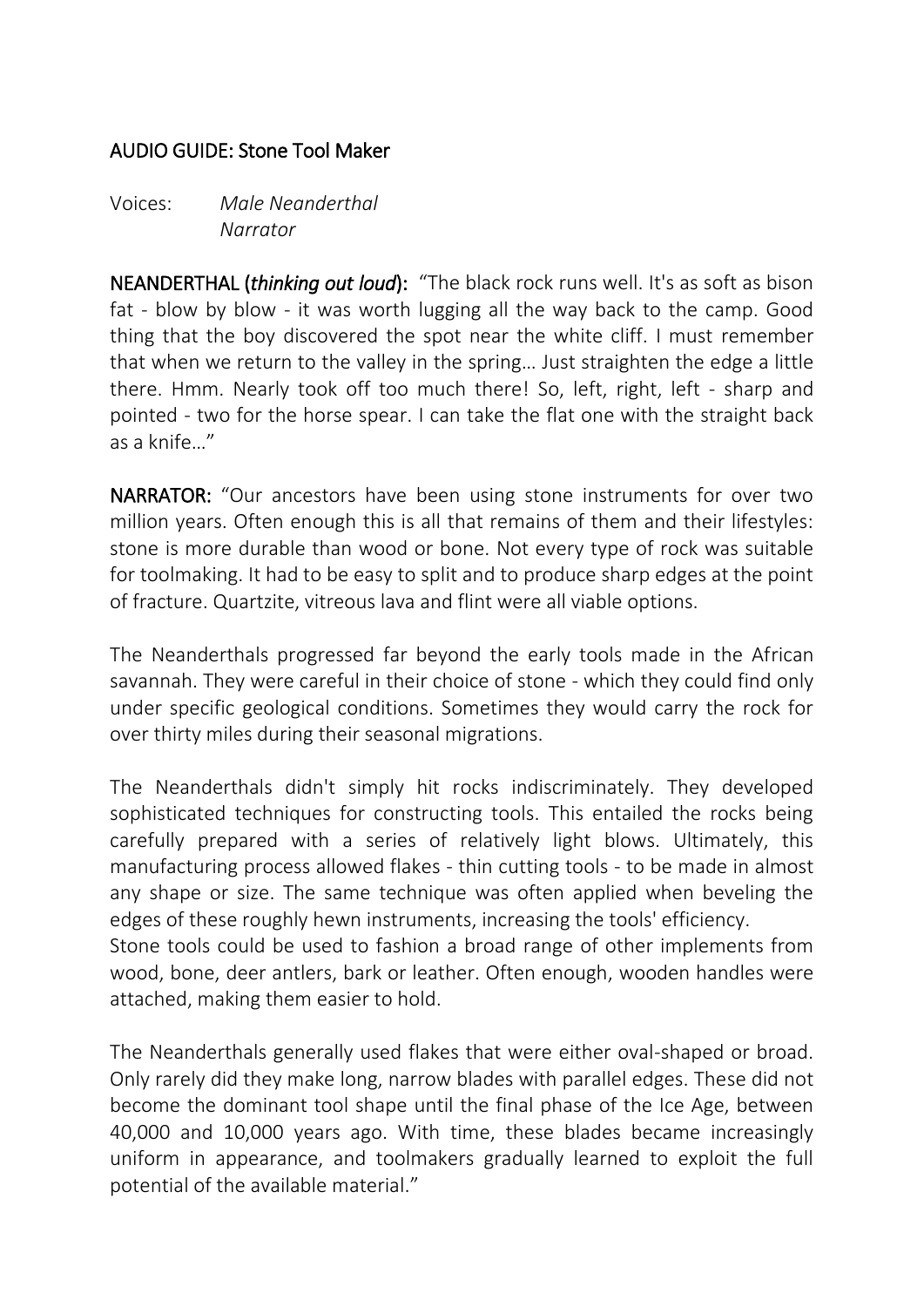## AUDIO GUIDE: Stone Tool Maker

Voices: *Male Neanderthal*
*Narrator*

**NEANDERTHAL (*thinking out loud*):** "The black rock runs well. It's as soft as bison fat - blow by blow - it was worth lugging all the way back to the camp. Good thing that the boy discovered the spot near the white cliff. I must remember that when we return to the valley in the spring… Just straighten the edge a little there. Hmm. Nearly took off too much there! So, left, right, left - sharp and pointed - two for the horse spear. I can take the flat one with the straight back as a knife…"

**NARRATOR:** "Our ancestors have been using stone instruments for over two million years. Often enough this is all that remains of them and their lifestyles: stone is more durable than wood or bone. Not every type of rock was suitable for toolmaking. It had to be easy to split and to produce sharp edges at the point of fracture. Quartzite, vitreous lava and flint were all viable options.

The Neanderthals progressed far beyond the early tools made in the African savannah. They were careful in their choice of stone - which they could find only under specific geological conditions. Sometimes they would carry the rock for over thirty miles during their seasonal migrations.

The Neanderthals didn't simply hit rocks indiscriminately. They developed sophisticated techniques for constructing tools. This entailed the rocks being carefully prepared with a series of relatively light blows. Ultimately, this manufacturing process allowed flakes - thin cutting tools - to be made in almost any shape or size. The same technique was often applied when beveling the edges of these roughly hewn instruments, increasing the tools' efficiency.
Stone tools could be used to fashion a broad range of other implements from wood, bone, deer antlers, bark or leather. Often enough, wooden handles were attached, making them easier to hold.

The Neanderthals generally used flakes that were either oval-shaped or broad. Only rarely did they make long, narrow blades with parallel edges. These did not become the dominant tool shape until the final phase of the Ice Age, between 40,000 and 10,000 years ago. With time, these blades became increasingly uniform in appearance, and toolmakers gradually learned to exploit the full potential of the available material."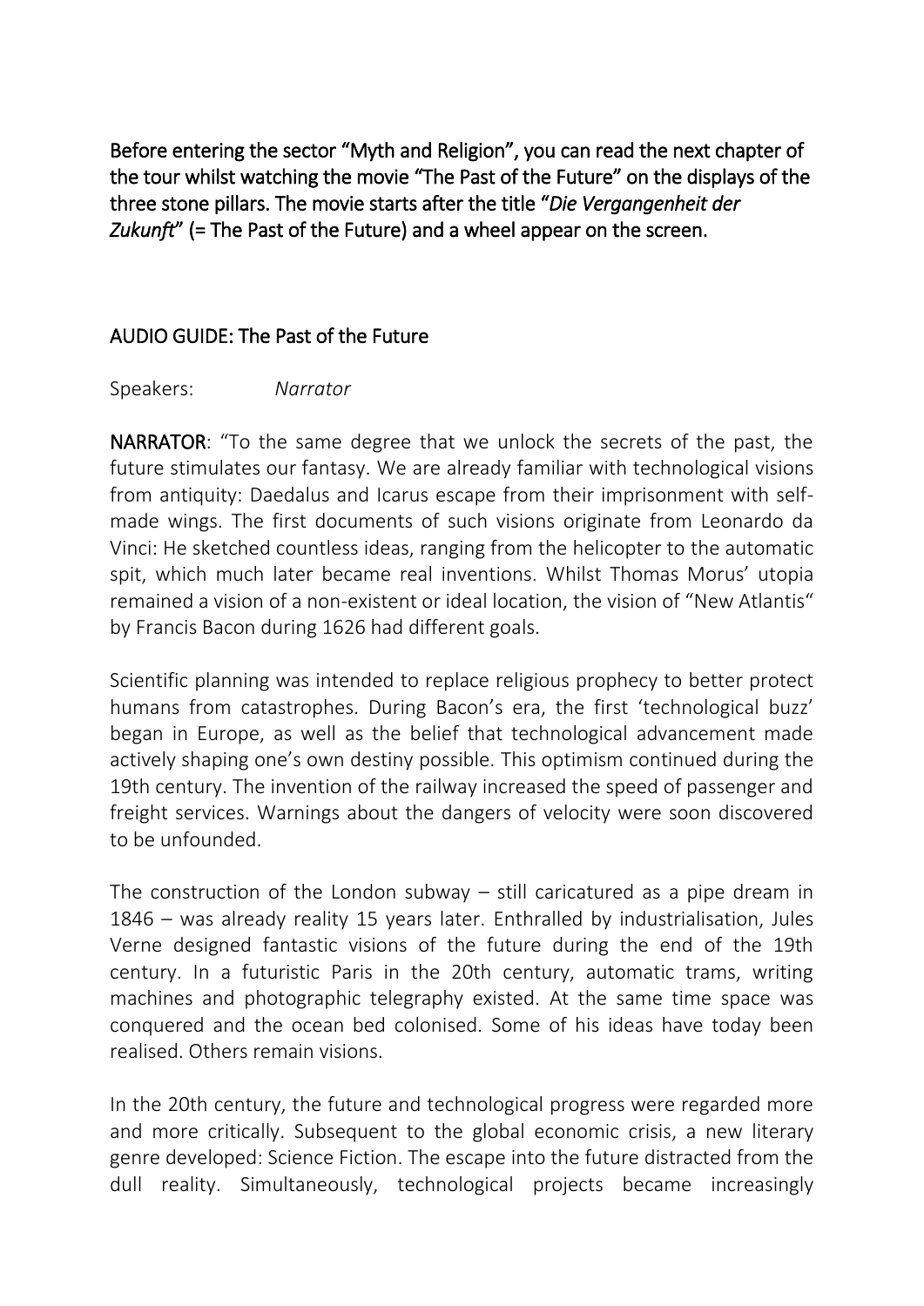**Before entering the sector "Myth and Religion", you can read the next chapter of the tour whilst watching the movie "The Past of the Future" on the displays of the three stone pillars. The movie starts after the title "*Die Vergangenheit der Zukunft*" (= The Past of the Future) and a wheel appear on the screen.**

## AUDIO GUIDE: The Past of the Future

Speakers: *Narrator*

**NARRATOR**: "To the same degree that we unlock the secrets of the past, the future stimulates our fantasy. We are already familiar with technological visions from antiquity: Daedalus and Icarus escape from their imprisonment with self-made wings. The first documents of such visions originate from Leonardo da Vinci: He sketched countless ideas, ranging from the helicopter to the automatic spit, which much later became real inventions. Whilst Thomas Morus' utopia remained a vision of a non-existent or ideal location, the vision of "New Atlantis" by Francis Bacon during 1626 had different goals.

Scientific planning was intended to replace religious prophecy to better protect humans from catastrophes. During Bacon's era, the first 'technological buzz' began in Europe, as well as the belief that technological advancement made actively shaping one's own destiny possible. This optimism continued during the 19th century. The invention of the railway increased the speed of passenger and freight services. Warnings about the dangers of velocity were soon discovered to be unfounded.

The construction of the London subway – still caricatured as a pipe dream in 1846 – was already reality 15 years later. Enthralled by industrialisation, Jules Verne designed fantastic visions of the future during the end of the 19th century. In a futuristic Paris in the 20th century, automatic trams, writing machines and photographic telegraphy existed. At the same time space was conquered and the ocean bed colonised. Some of his ideas have today been realised. Others remain visions.

In the 20th century, the future and technological progress were regarded more and more critically. Subsequent to the global economic crisis, a new literary genre developed: Science Fiction. The escape into the future distracted from the dull reality. Simultaneously, technological projects became increasingly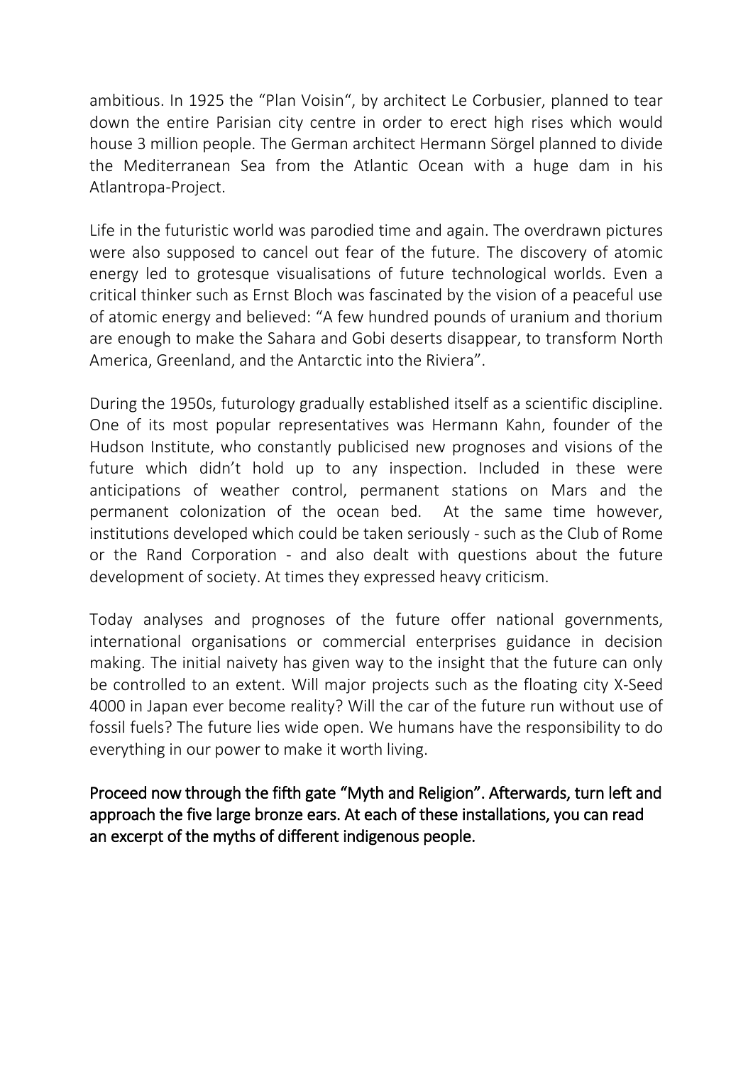ambitious. In 1925 the “Plan Voisin“, by architect Le Corbusier, planned to tear down the entire Parisian city centre in order to erect high rises which would house 3 million people. The German architect Hermann Sörgel planned to divide the Mediterranean Sea from the Atlantic Ocean with a huge dam in his Atlantropa-Project.

Life in the futuristic world was parodied time and again. The overdrawn pictures were also supposed to cancel out fear of the future. The discovery of atomic energy led to grotesque visualisations of future technological worlds. Even a critical thinker such as Ernst Bloch was fascinated by the vision of a peaceful use of atomic energy and believed: “A few hundred pounds of uranium and thorium are enough to make the Sahara and Gobi deserts disappear, to transform North America, Greenland, and the Antarctic into the Riviera”.

During the 1950s, futurology gradually established itself as a scientific discipline. One of its most popular representatives was Hermann Kahn, founder of the Hudson Institute, who constantly publicised new prognoses and visions of the future which didn’t hold up to any inspection. Included in these were anticipations of weather control, permanent stations on Mars and the permanent colonization of the ocean bed. At the same time however, institutions developed which could be taken seriously - such as the Club of Rome or the Rand Corporation - and also dealt with questions about the future development of society. At times they expressed heavy criticism.

Today analyses and prognoses of the future offer national governments, international organisations or commercial enterprises guidance in decision making. The initial naivety has given way to the insight that the future can only be controlled to an extent. Will major projects such as the floating city X-Seed 4000 in Japan ever become reality? Will the car of the future run without use of fossil fuels? The future lies wide open. We humans have the responsibility to do everything in our power to make it worth living.

Proceed now through the fifth gate “Myth and Religion”. Afterwards, turn left and approach the five large bronze ears. At each of these installations, you can read an excerpt of the myths of different indigenous people.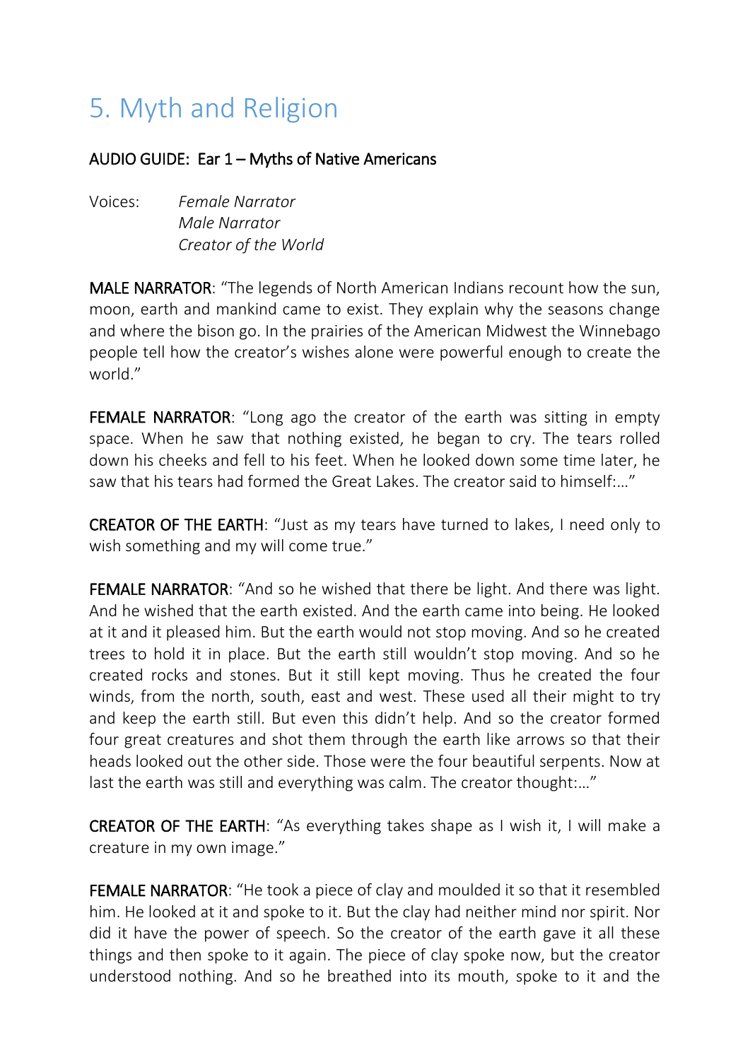# 5. Myth and Religion

AUDIO GUIDE: Ear 1 – Myths of Native Americans

Voices: *Female Narrator*
*Male Narrator*
*Creator of the World*

**MALE NARRATOR**: "The legends of North American Indians recount how the sun, moon, earth and mankind came to exist. They explain why the seasons change and where the bison go. In the prairies of the American Midwest the Winnebago people tell how the creator's wishes alone were powerful enough to create the world."

**FEMALE NARRATOR**: "Long ago the creator of the earth was sitting in empty space. When he saw that nothing existed, he began to cry. The tears rolled down his cheeks and fell to his feet. When he looked down some time later, he saw that his tears had formed the Great Lakes. The creator said to himself:..."

**CREATOR OF THE EARTH**: "Just as my tears have turned to lakes, I need only to wish something and my will come true."

**FEMALE NARRATOR**: "And so he wished that there be light. And there was light. And he wished that the earth existed. And the earth came into being. He looked at it and it pleased him. But the earth would not stop moving. And so he created trees to hold it in place. But the earth still wouldn't stop moving. And so he created rocks and stones. But it still kept moving. Thus he created the four winds, from the north, south, east and west. These used all their might to try and keep the earth still. But even this didn't help. And so the creator formed four great creatures and shot them through the earth like arrows so that their heads looked out the other side. Those were the four beautiful serpents. Now at last the earth was still and everything was calm. The creator thought:..."

**CREATOR OF THE EARTH**: "As everything takes shape as I wish it, I will make a creature in my own image."

**FEMALE NARRATOR**: "He took a piece of clay and moulded it so that it resembled him. He looked at it and spoke to it. But the clay had neither mind nor spirit. Nor did it have the power of speech. So the creator of the earth gave it all these things and then spoke to it again. The piece of clay spoke now, but the creator understood nothing. And so he breathed into its mouth, spoke to it and the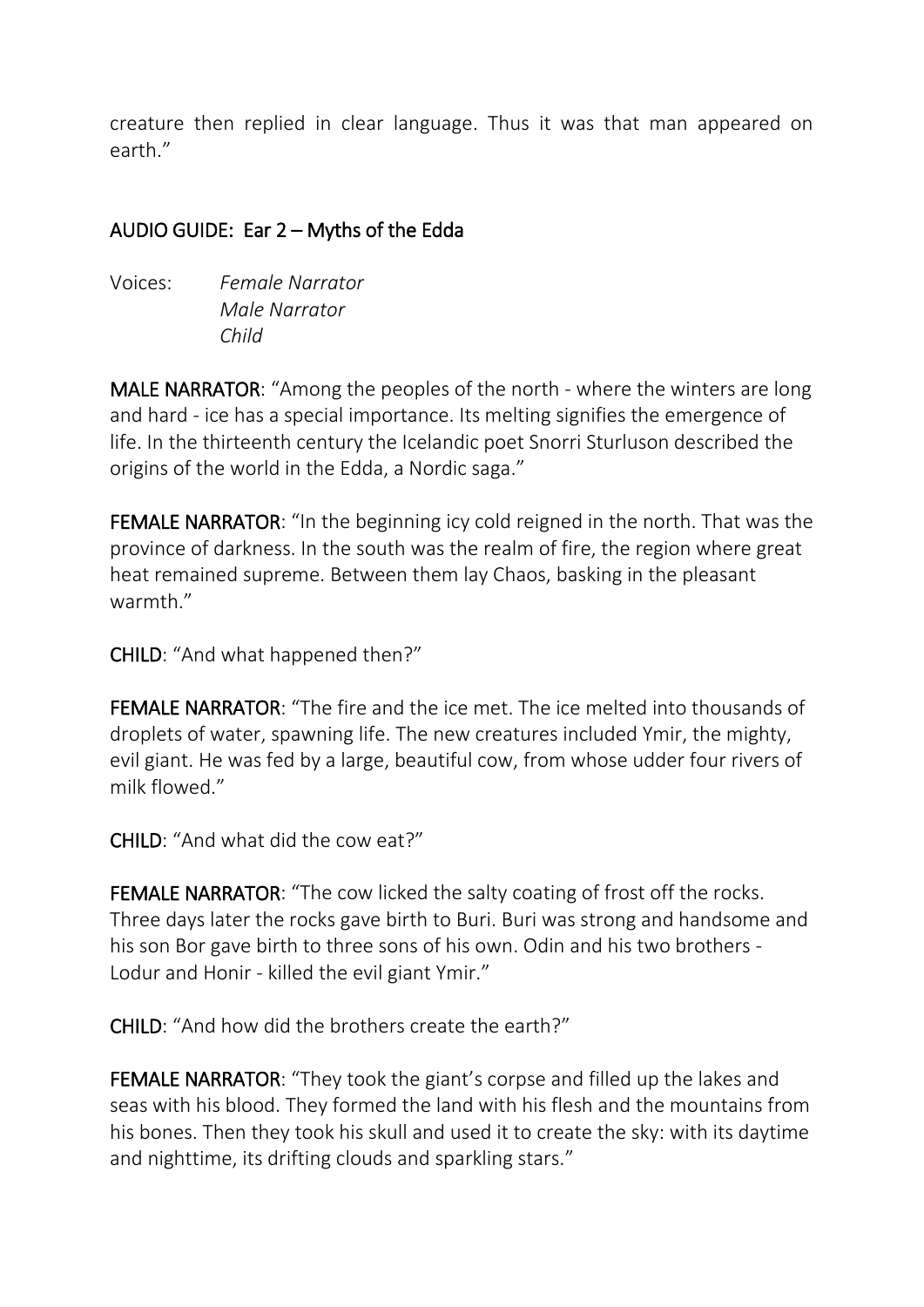creature then replied in clear language. Thus it was that man appeared on earth."

## AUDIO GUIDE: Ear 2 – Myths of the Edda

Voices: *Female Narrator*
*Male Narrator*
*Child*

**MALE NARRATOR**: "Among the peoples of the north - where the winters are long and hard - ice has a special importance. Its melting signifies the emergence of life. In the thirteenth century the Icelandic poet Snorri Sturluson described the origins of the world in the Edda, a Nordic saga."

**FEMALE NARRATOR**: "In the beginning icy cold reigned in the north. That was the province of darkness. In the south was the realm of fire, the region where great heat remained supreme. Between them lay Chaos, basking in the pleasant warmth."

**CHILD**: "And what happened then?"

**FEMALE NARRATOR**: "The fire and the ice met. The ice melted into thousands of droplets of water, spawning life. The new creatures included Ymir, the mighty, evil giant. He was fed by a large, beautiful cow, from whose udder four rivers of milk flowed."

**CHILD**: "And what did the cow eat?"

**FEMALE NARRATOR**: "The cow licked the salty coating of frost off the rocks. Three days later the rocks gave birth to Buri. Buri was strong and handsome and his son Bor gave birth to three sons of his own. Odin and his two brothers - Lodur and Honir - killed the evil giant Ymir."

**CHILD**: "And how did the brothers create the earth?"

**FEMALE NARRATOR**: "They took the giant's corpse and filled up the lakes and seas with his blood. They formed the land with his flesh and the mountains from his bones. Then they took his skull and used it to create the sky: with its daytime and nighttime, its drifting clouds and sparkling stars."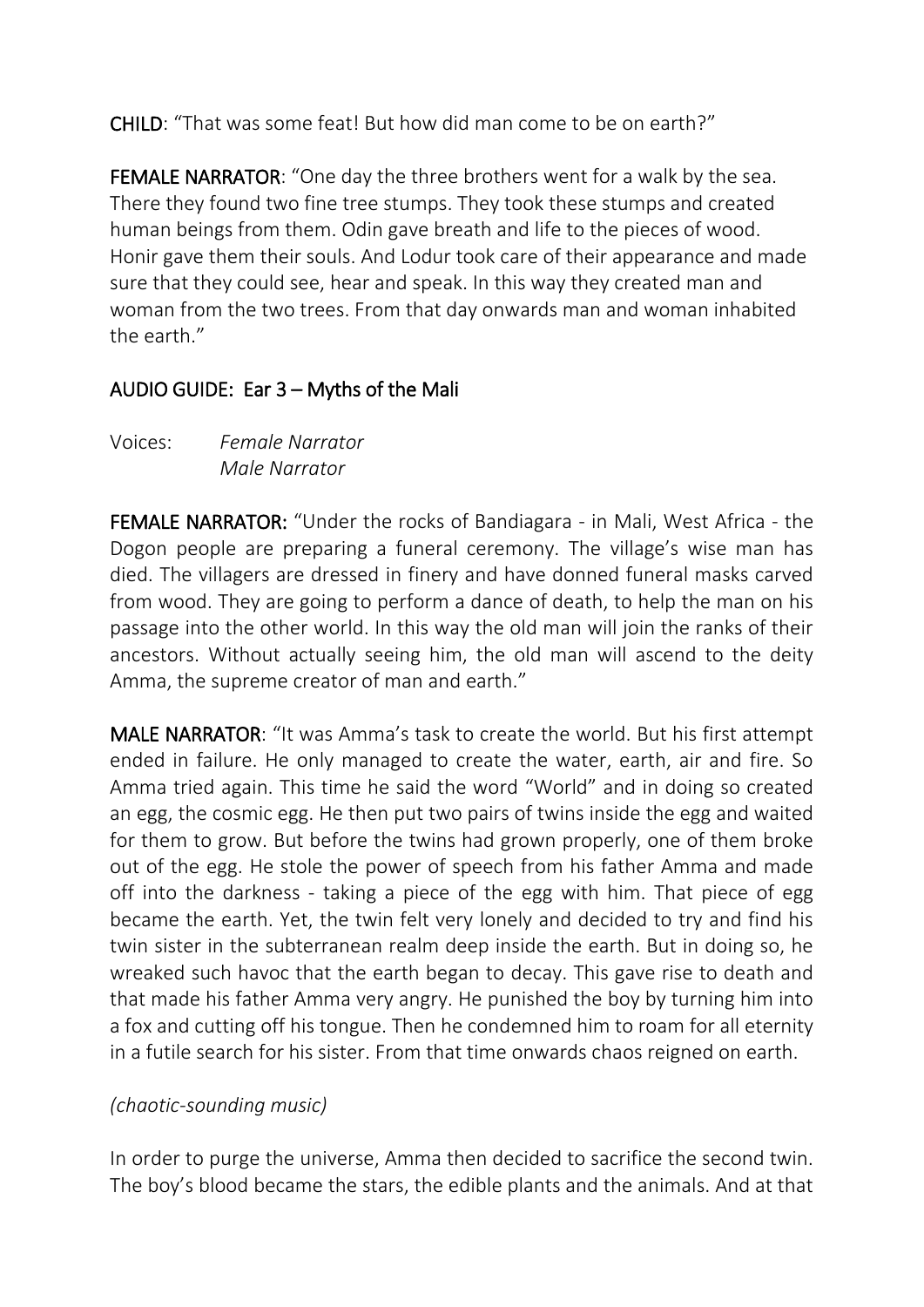**CHILD**: "That was some feat! But how did man come to be on earth?"

**FEMALE NARRATOR**: "One day the three brothers went for a walk by the sea. There they found two fine tree stumps. They took these stumps and created human beings from them. Odin gave breath and life to the pieces of wood. Honir gave them their souls. And Lodur took care of their appearance and made sure that they could see, hear and speak. In this way they created man and woman from the two trees. From that day onwards man and woman inhabited the earth."

## AUDIO GUIDE: Ear 3 – Myths of the Mali

Voices: *Female Narrator*
*Male Narrator*

**FEMALE NARRATOR:** "Under the rocks of Bandiagara - in Mali, West Africa - the Dogon people are preparing a funeral ceremony. The village's wise man has died. The villagers are dressed in finery and have donned funeral masks carved from wood. They are going to perform a dance of death, to help the man on his passage into the other world. In this way the old man will join the ranks of their ancestors. Without actually seeing him, the old man will ascend to the deity Amma, the supreme creator of man and earth."

**MALE NARRATOR**: "It was Amma's task to create the world. But his first attempt ended in failure. He only managed to create the water, earth, air and fire. So Amma tried again. This time he said the word "World" and in doing so created an egg, the cosmic egg. He then put two pairs of twins inside the egg and waited for them to grow. But before the twins had grown properly, one of them broke out of the egg. He stole the power of speech from his father Amma and made off into the darkness - taking a piece of the egg with him. That piece of egg became the earth. Yet, the twin felt very lonely and decided to try and find his twin sister in the subterranean realm deep inside the earth. But in doing so, he wreaked such havoc that the earth began to decay. This gave rise to death and that made his father Amma very angry. He punished the boy by turning him into a fox and cutting off his tongue. Then he condemned him to roam for all eternity in a futile search for his sister. From that time onwards chaos reigned on earth.

*(chaotic-sounding music)*

In order to purge the universe, Amma then decided to sacrifice the second twin. The boy's blood became the stars, the edible plants and the animals. And at that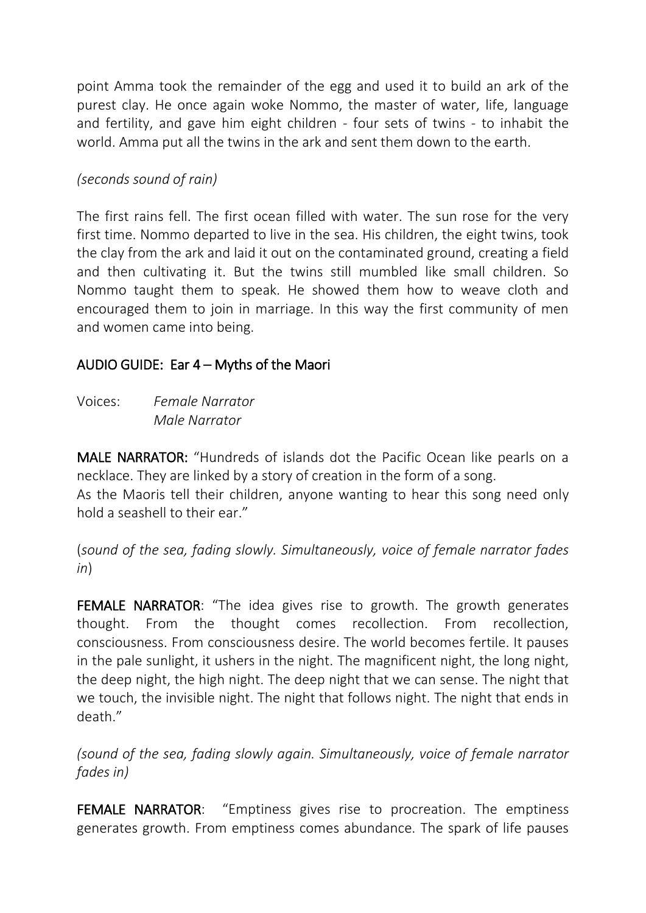point Amma took the remainder of the egg and used it to build an ark of the purest clay. He once again woke Nommo, the master of water, life, language and fertility, and gave him eight children - four sets of twins - to inhabit the world. Amma put all the twins in the ark and sent them down to the earth.

*(seconds sound of rain)*

The first rains fell. The first ocean filled with water. The sun rose for the very first time. Nommo departed to live in the sea. His children, the eight twins, took the clay from the ark and laid it out on the contaminated ground, creating a field and then cultivating it. But the twins still mumbled like small children. So Nommo taught them to speak. He showed them how to weave cloth and encouraged them to join in marriage. In this way the first community of men and women came into being.

## AUDIO GUIDE: Ear 4 – Myths of the Maori

Voices: *Female Narrator*
*Male Narrator*

**MALE NARRATOR:** "Hundreds of islands dot the Pacific Ocean like pearls on a necklace. They are linked by a story of creation in the form of a song.
As the Maoris tell their children, anyone wanting to hear this song need only hold a seashell to their ear."

(*sound of the sea, fading slowly. Simultaneously, voice of female narrator fades in*)

**FEMALE NARRATOR**: "The idea gives rise to growth. The growth generates thought. From the thought comes recollection. From recollection, consciousness. From consciousness desire. The world becomes fertile. It pauses in the pale sunlight, it ushers in the night. The magnificent night, the long night, the deep night, the high night. The deep night that we can sense. The night that we touch, the invisible night. The night that follows night. The night that ends in death."

*(sound of the sea, fading slowly again. Simultaneously, voice of female narrator fades in)*

**FEMALE NARRATOR**: "Emptiness gives rise to procreation. The emptiness generates growth. From emptiness comes abundance. The spark of life pauses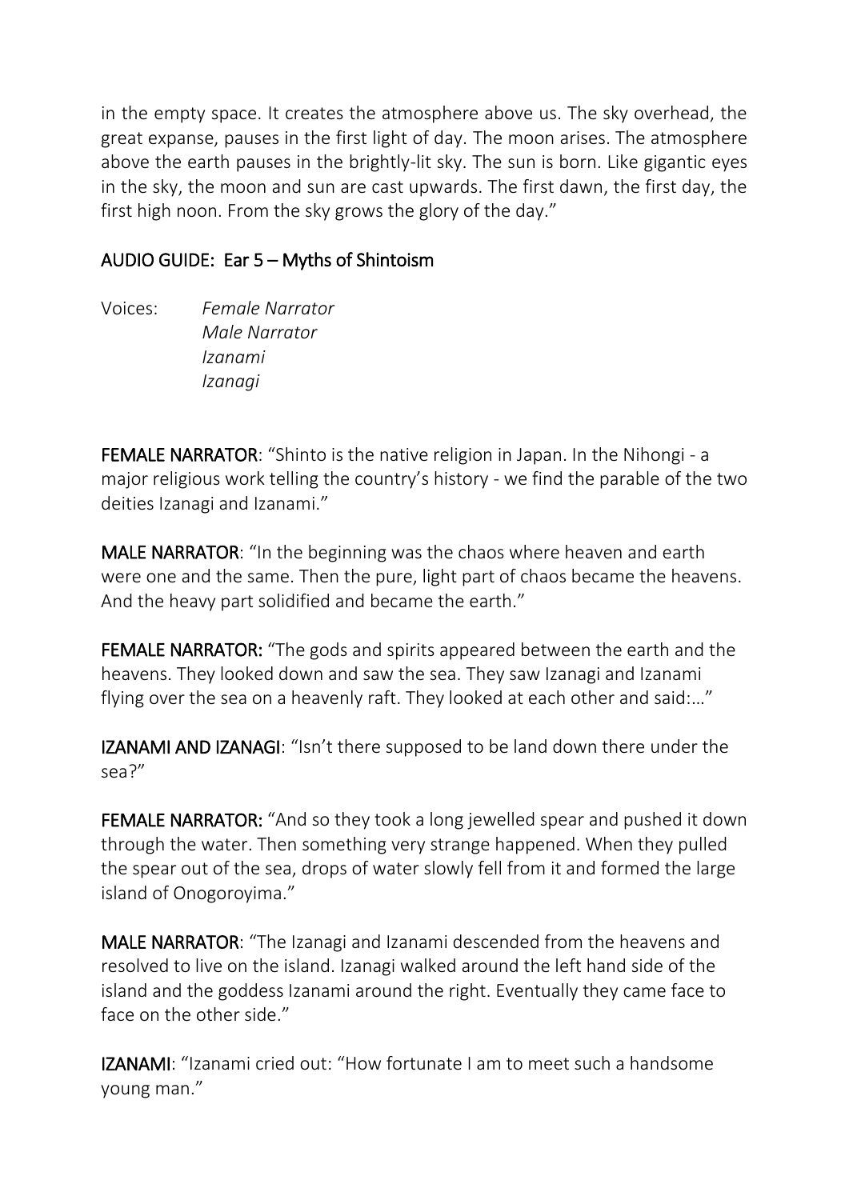in the empty space. It creates the atmosphere above us. The sky overhead, the great expanse, pauses in the first light of day. The moon arises. The atmosphere above the earth pauses in the brightly-lit sky. The sun is born. Like gigantic eyes in the sky, the moon and sun are cast upwards. The first dawn, the first day, the first high noon. From the sky grows the glory of the day."

## AUDIO GUIDE: Ear 5 – Myths of Shintoism

Voices: *Female Narrator*
*Male Narrator*
*Izanami*
*Izanagi*

**FEMALE NARRATOR**: "Shinto is the native religion in Japan. In the Nihongi - a major religious work telling the country's history - we find the parable of the two deities Izanagi and Izanami."

**MALE NARRATOR**: "In the beginning was the chaos where heaven and earth were one and the same. Then the pure, light part of chaos became the heavens. And the heavy part solidified and became the earth."

**FEMALE NARRATOR:** "The gods and spirits appeared between the earth and the heavens. They looked down and saw the sea. They saw Izanagi and Izanami flying over the sea on a heavenly raft. They looked at each other and said:…"

**IZANAMI AND IZANAGI**: "Isn't there supposed to be land down there under the sea?"

**FEMALE NARRATOR:** "And so they took a long jewelled spear and pushed it down through the water. Then something very strange happened. When they pulled the spear out of the sea, drops of water slowly fell from it and formed the large island of Onogoroyima."

**MALE NARRATOR**: "The Izanagi and Izanami descended from the heavens and resolved to live on the island. Izanagi walked around the left hand side of the island and the goddess Izanami around the right. Eventually they came face to face on the other side."

**IZANAMI**: "Izanami cried out: "How fortunate I am to meet such a handsome young man."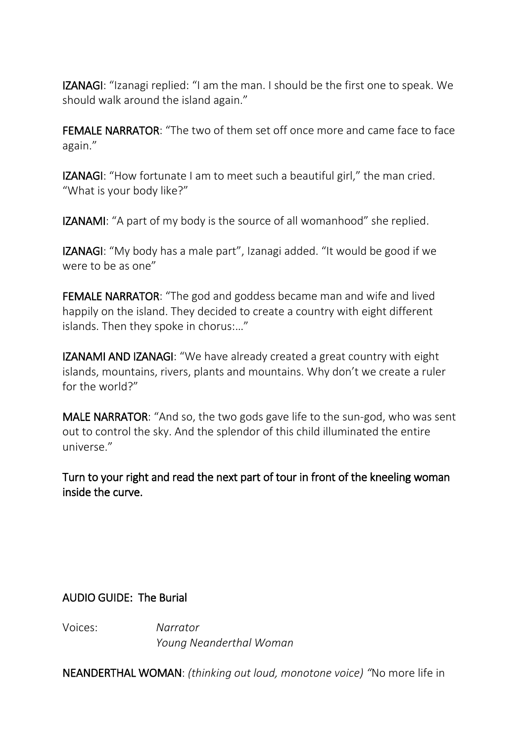**IZANAGI**: "Izanagi replied: "I am the man. I should be the first one to speak. We should walk around the island again."

**FEMALE NARRATOR**: "The two of them set off once more and came face to face again."

**IZANAGI**: "How fortunate I am to meet such a beautiful girl," the man cried. "What is your body like?"

**IZANAMI**: "A part of my body is the source of all womanhood" she replied.

**IZANAGI**: "My body has a male part", Izanagi added. "It would be good if we were to be as one"

**FEMALE NARRATOR**: "The god and goddess became man and wife and lived happily on the island. They decided to create a country with eight different islands. Then they spoke in chorus:…"

**IZANAMI AND IZANAGI**: "We have already created a great country with eight islands, mountains, rivers, plants and mountains. Why don't we create a ruler for the world?"

**MALE NARRATOR**: "And so, the two gods gave life to the sun-god, who was sent out to control the sky. And the splendor of this child illuminated the entire universe."

**Turn to your right and read the next part of tour in front of the kneeling woman inside the curve.**

## AUDIO GUIDE: The Burial

Voices: *Narrator*
*Young Neanderthal Woman*

**NEANDERTHAL WOMAN**: *(thinking out loud, monotone voice)* "No more life in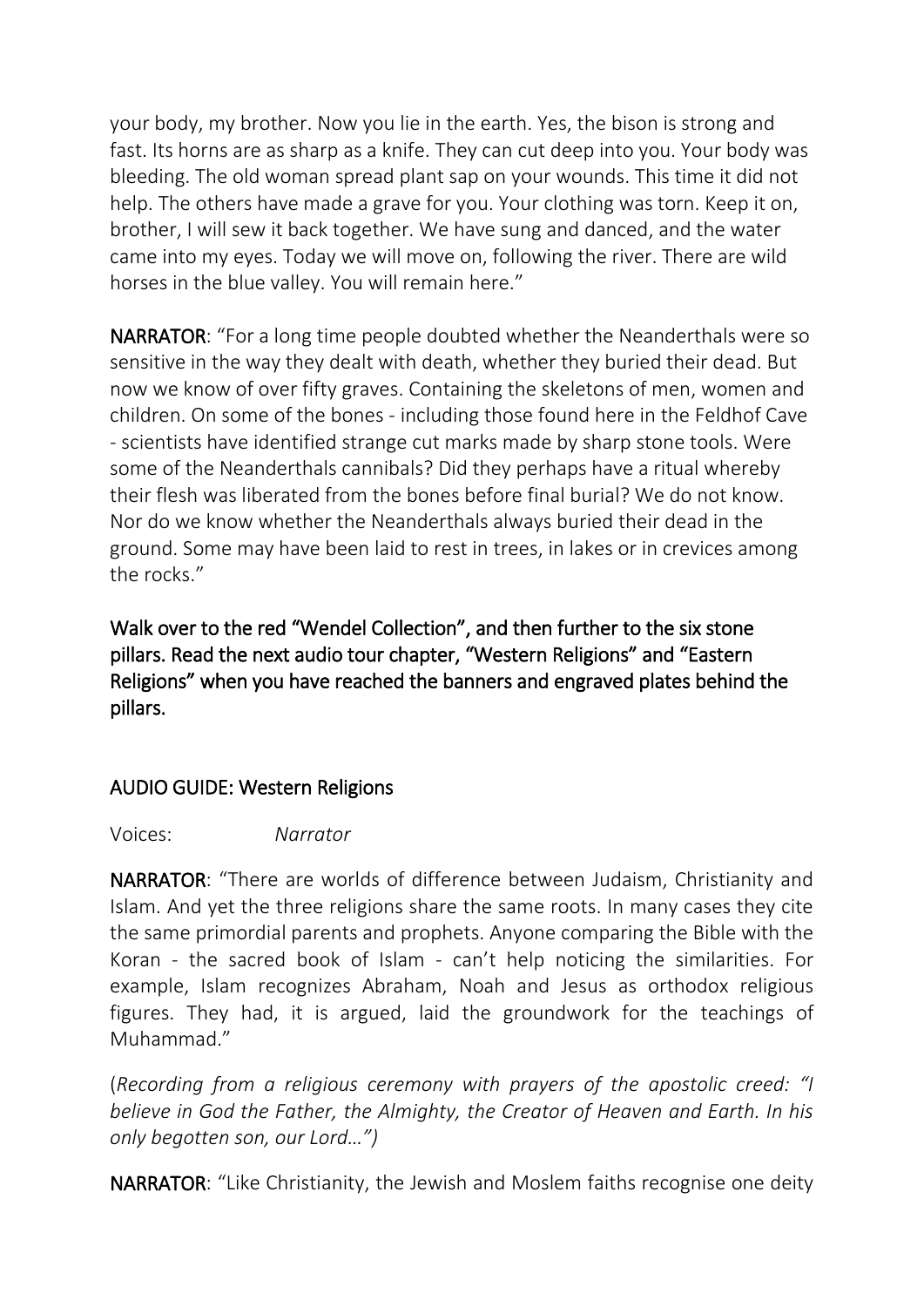your body, my brother. Now you lie in the earth. Yes, the bison is strong and fast. Its horns are as sharp as a knife. They can cut deep into you. Your body was bleeding. The old woman spread plant sap on your wounds. This time it did not help. The others have made a grave for you. Your clothing was torn. Keep it on, brother, I will sew it back together. We have sung and danced, and the water came into my eyes. Today we will move on, following the river. There are wild horses in the blue valley. You will remain here."

**NARRATOR**: "For a long time people doubted whether the Neanderthals were so sensitive in the way they dealt with death, whether they buried their dead. But now we know of over fifty graves. Containing the skeletons of men, women and children. On some of the bones - including those found here in the Feldhof Cave - scientists have identified strange cut marks made by sharp stone tools. Were some of the Neanderthals cannibals? Did they perhaps have a ritual whereby their flesh was liberated from the bones before final burial? We do not know. Nor do we know whether the Neanderthals always buried their dead in the ground. Some may have been laid to rest in trees, in lakes or in crevices among the rocks."

**Walk over to the red "Wendel Collection", and then further to the six stone pillars. Read the next audio tour chapter, "Western Religions" and "Eastern Religions" when you have reached the banners and engraved plates behind the pillars.**

## AUDIO GUIDE: Western Religions

Voices: *Narrator*

**NARRATOR**: "There are worlds of difference between Judaism, Christianity and Islam. And yet the three religions share the same roots. In many cases they cite the same primordial parents and prophets. Anyone comparing the Bible with the Koran - the sacred book of Islam - can't help noticing the similarities. For example, Islam recognizes Abraham, Noah and Jesus as orthodox religious figures. They had, it is argued, laid the groundwork for the teachings of Muhammad."

(*Recording from a religious ceremony with prayers of the apostolic creed: "I believe in God the Father, the Almighty, the Creator of Heaven and Earth. In his only begotten son, our Lord…")*

**NARRATOR**: "Like Christianity, the Jewish and Moslem faiths recognise one deity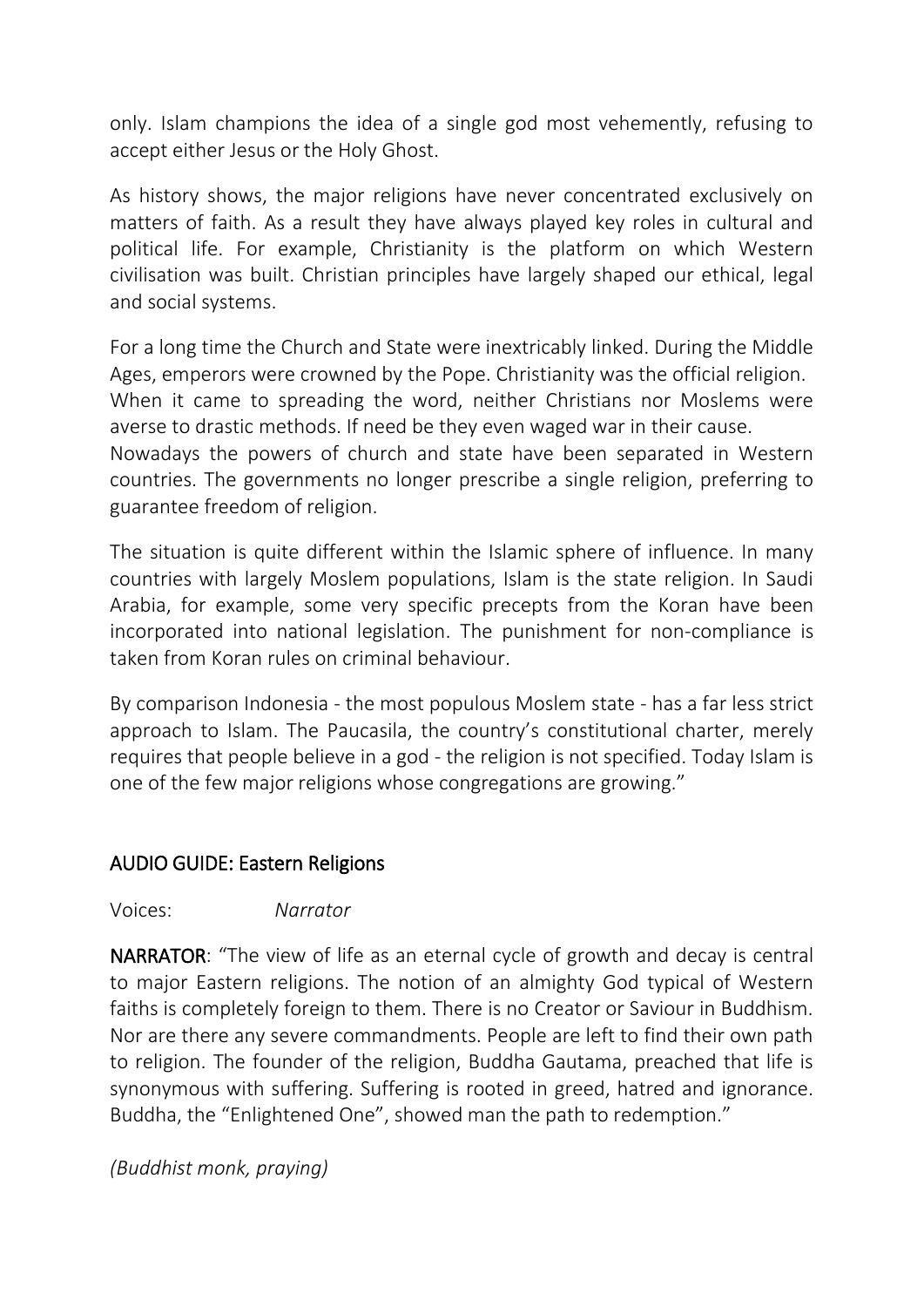only. Islam champions the idea of a single god most vehemently, refusing to accept either Jesus or the Holy Ghost.

As history shows, the major religions have never concentrated exclusively on matters of faith. As a result they have always played key roles in cultural and political life. For example, Christianity is the platform on which Western civilisation was built. Christian principles have largely shaped our ethical, legal and social systems.

For a long time the Church and State were inextricably linked. During the Middle Ages, emperors were crowned by the Pope. Christianity was the official religion.
When it came to spreading the word, neither Christians nor Moslems were averse to drastic methods. If need be they even waged war in their cause.
Nowadays the powers of church and state have been separated in Western countries. The governments no longer prescribe a single religion, preferring to guarantee freedom of religion.

The situation is quite different within the Islamic sphere of influence. In many countries with largely Moslem populations, Islam is the state religion. In Saudi Arabia, for example, some very specific precepts from the Koran have been incorporated into national legislation. The punishment for non-compliance is taken from Koran rules on criminal behaviour.

By comparison Indonesia - the most populous Moslem state - has a far less strict approach to Islam. The Paucasila, the country's constitutional charter, merely requires that people believe in a god - the religion is not specified. Today Islam is one of the few major religions whose congregations are growing."

## AUDIO GUIDE: Eastern Religions

Voices: *Narrator*

**NARRATOR**: "The view of life as an eternal cycle of growth and decay is central to major Eastern religions. The notion of an almighty God typical of Western faiths is completely foreign to them. There is no Creator or Saviour in Buddhism. Nor are there any severe commandments. People are left to find their own path to religion. The founder of the religion, Buddha Gautama, preached that life is synonymous with suffering. Suffering is rooted in greed, hatred and ignorance. Buddha, the "Enlightened One", showed man the path to redemption."

*(Buddhist monk, praying)*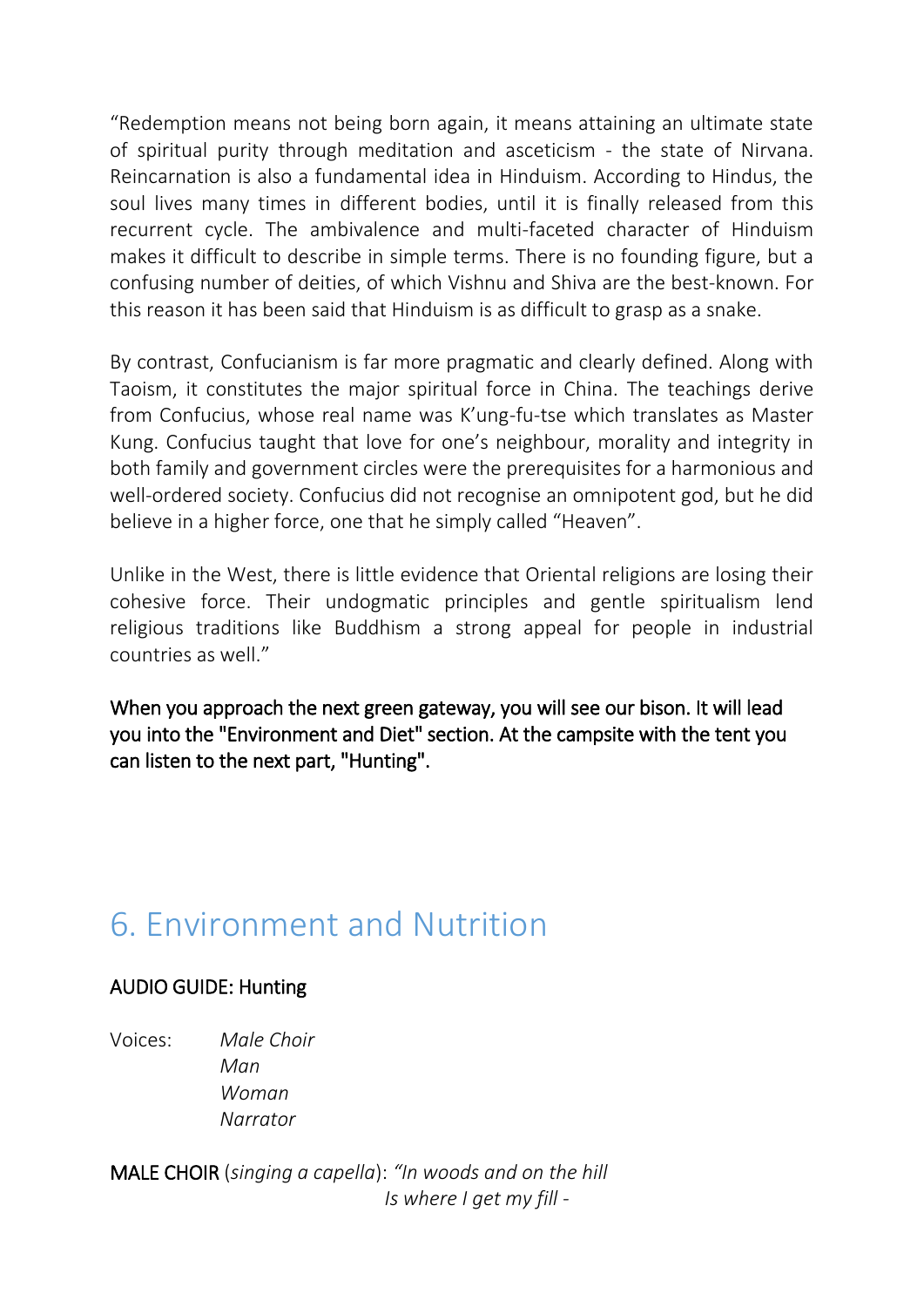“Redemption means not being born again, it means attaining an ultimate state of spiritual purity through meditation and asceticism - the state of Nirvana. Reincarnation is also a fundamental idea in Hinduism. According to Hindus, the soul lives many times in different bodies, until it is finally released from this recurrent cycle. The ambivalence and multi-faceted character of Hinduism makes it difficult to describe in simple terms. There is no founding figure, but a confusing number of deities, of which Vishnu and Shiva are the best-known. For this reason it has been said that Hinduism is as difficult to grasp as a snake.

By contrast, Confucianism is far more pragmatic and clearly defined. Along with Taoism, it constitutes the major spiritual force in China. The teachings derive from Confucius, whose real name was K’ung-fu-tse which translates as Master Kung. Confucius taught that love for one’s neighbour, morality and integrity in both family and government circles were the prerequisites for a harmonious and well-ordered society. Confucius did not recognise an omnipotent god, but he did believe in a higher force, one that he simply called “Heaven”.

Unlike in the West, there is little evidence that Oriental religions are losing their cohesive force. Their undogmatic principles and gentle spiritualism lend religious traditions like Buddhism a strong appeal for people in industrial countries as well.”

When you approach the next green gateway, you will see our bison. It will lead you into the "Environment and Diet" section. At the campsite with the tent you can listen to the next part, "Hunting".

## 6. Environment and Nutrition

AUDIO GUIDE: Hunting

Voices: *Male Choir*
*Man*
*Woman*
*Narrator*

MALE CHOIR (*singing a capella*): *“In woods and on the hill*
*Is where I get my fill -*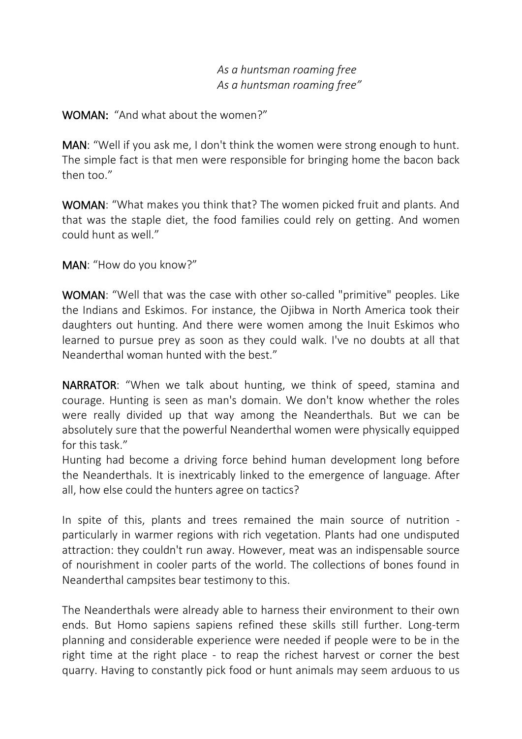*As a huntsman roaming free*
*As a huntsman roaming free"*

**WOMAN:** "And what about the women?"

**MAN**: "Well if you ask me, I don't think the women were strong enough to hunt. The simple fact is that men were responsible for bringing home the bacon back then too."

**WOMAN**: "What makes you think that? The women picked fruit and plants. And that was the staple diet, the food families could rely on getting. And women could hunt as well."

**MAN**: "How do you know?"

**WOMAN**: "Well that was the case with other so-called "primitive" peoples. Like the Indians and Eskimos. For instance, the Ojibwa in North America took their daughters out hunting. And there were women among the Inuit Eskimos who learned to pursue prey as soon as they could walk. I've no doubts at all that Neanderthal woman hunted with the best."

**NARRATOR**: "When we talk about hunting, we think of speed, stamina and courage. Hunting is seen as man's domain. We don't know whether the roles were really divided up that way among the Neanderthals. But we can be absolutely sure that the powerful Neanderthal women were physically equipped for this task."
Hunting had become a driving force behind human development long before the Neanderthals. It is inextricably linked to the emergence of language. After all, how else could the hunters agree on tactics?

In spite of this, plants and trees remained the main source of nutrition - particularly in warmer regions with rich vegetation. Plants had one undisputed attraction: they couldn't run away. However, meat was an indispensable source of nourishment in cooler parts of the world. The collections of bones found in Neanderthal campsites bear testimony to this.

The Neanderthals were already able to harness their environment to their own ends. But Homo sapiens sapiens refined these skills still further. Long-term planning and considerable experience were needed if people were to be in the right time at the right place - to reap the richest harvest or corner the best quarry. Having to constantly pick food or hunt animals may seem arduous to us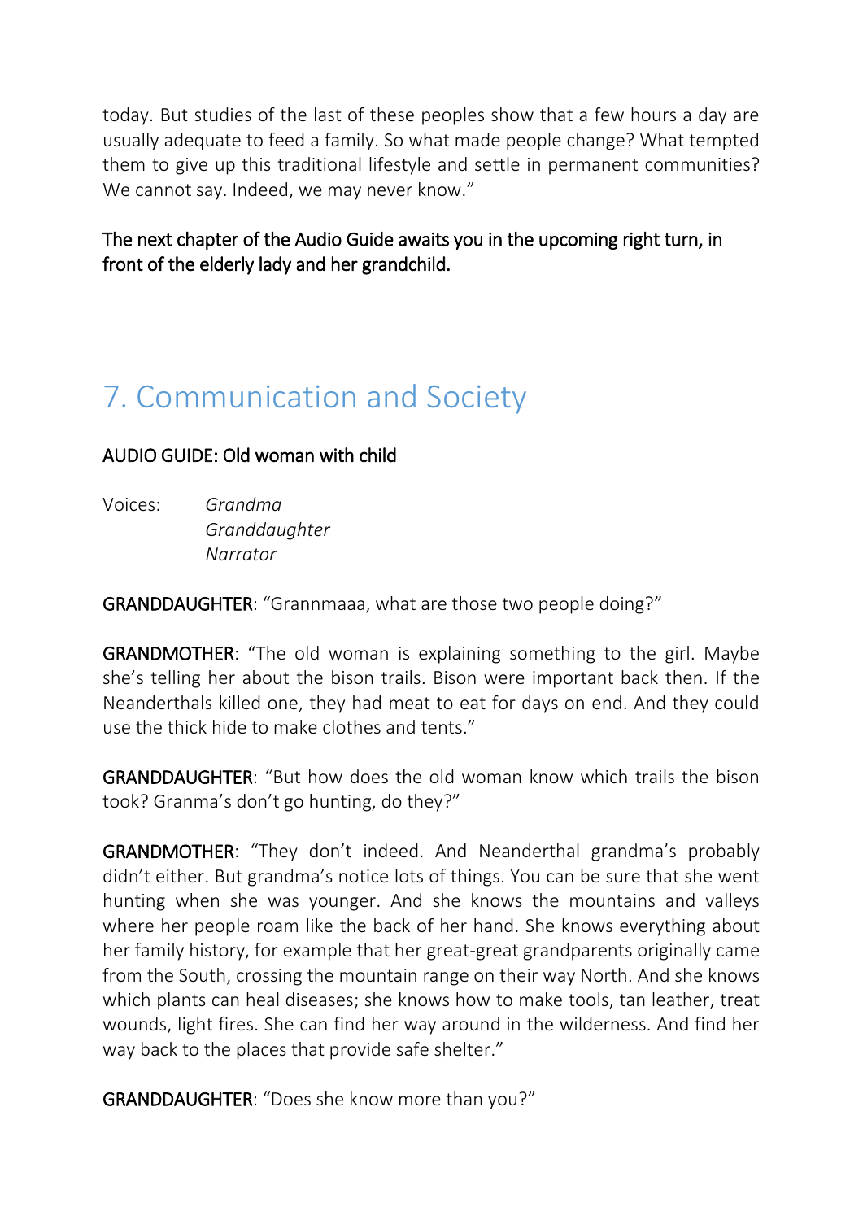today. But studies of the last of these peoples show that a few hours a day are usually adequate to feed a family. So what made people change? What tempted them to give up this traditional lifestyle and settle in permanent communities? We cannot say. Indeed, we may never know."

The next chapter of the Audio Guide awaits you in the upcoming right turn, in front of the elderly lady and her grandchild.

## 7. Communication and Society

AUDIO GUIDE: Old woman with child

Voices: *Grandma*
*Granddaughter*
*Narrator*

GRANDDAUGHTER: "Grannmaaa, what are those two people doing?"

GRANDMOTHER: "The old woman is explaining something to the girl. Maybe she's telling her about the bison trails. Bison were important back then. If the Neanderthals killed one, they had meat to eat for days on end. And they could use the thick hide to make clothes and tents."

GRANDDAUGHTER: "But how does the old woman know which trails the bison took? Granma's don't go hunting, do they?"

GRANDMOTHER: "They don't indeed. And Neanderthal grandma's probably didn't either. But grandma's notice lots of things. You can be sure that she went hunting when she was younger. And she knows the mountains and valleys where her people roam like the back of her hand. She knows everything about her family history, for example that her great-great grandparents originally came from the South, crossing the mountain range on their way North. And she knows which plants can heal diseases; she knows how to make tools, tan leather, treat wounds, light fires. She can find her way around in the wilderness. And find her way back to the places that provide safe shelter."

GRANDDAUGHTER: "Does she know more than you?"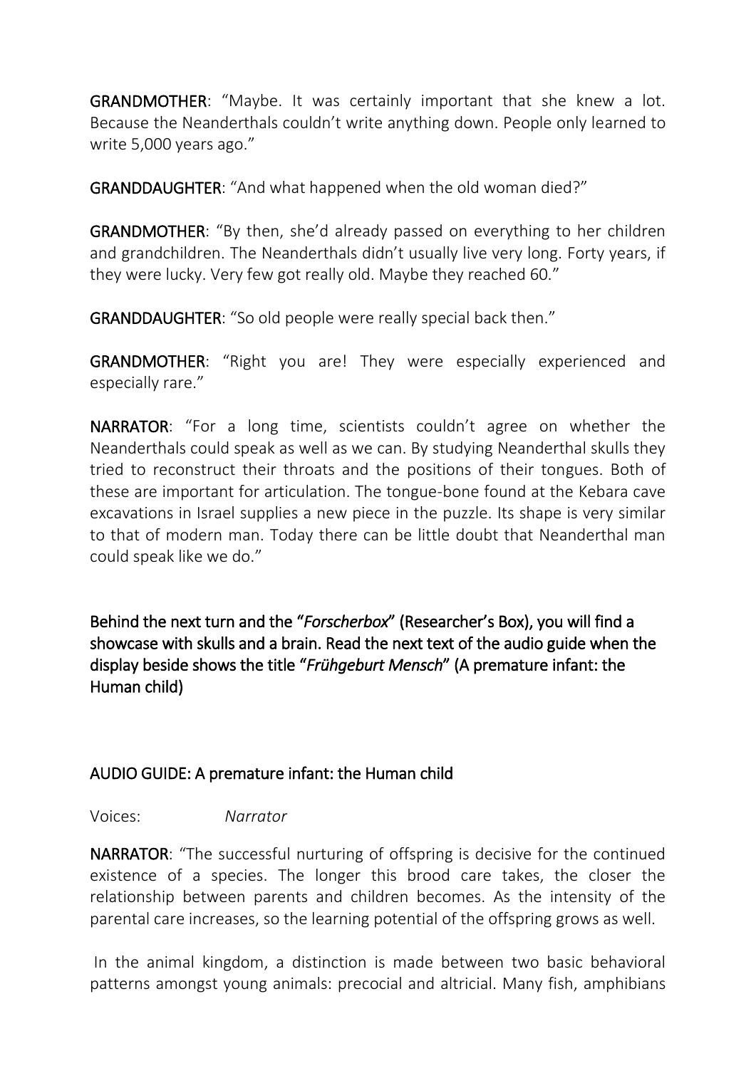**GRANDMOTHER**: "Maybe. It was certainly important that she knew a lot. Because the Neanderthals couldn't write anything down. People only learned to write 5,000 years ago."

**GRANDDAUGHTER**: "And what happened when the old woman died?"

**GRANDMOTHER**: "By then, she'd already passed on everything to her children and grandchildren. The Neanderthals didn't usually live very long. Forty years, if they were lucky. Very few got really old. Maybe they reached 60."

**GRANDDAUGHTER**: "So old people were really special back then."

**GRANDMOTHER**: "Right you are! They were especially experienced and especially rare."

**NARRATOR**: "For a long time, scientists couldn't agree on whether the Neanderthals could speak as well as we can. By studying Neanderthal skulls they tried to reconstruct their throats and the positions of their tongues. Both of these are important for articulation. The tongue-bone found at the Kebara cave excavations in Israel supplies a new piece in the puzzle. Its shape is very similar to that of modern man. Today there can be little doubt that Neanderthal man could speak like we do."

**Behind the next turn and the "*Forscherbox*" (Researcher's Box), you will find a showcase with skulls and a brain. Read the next text of the audio guide when the display beside shows the title "*Frühgeburt Mensch*" (A premature infant: the Human child)**

## AUDIO GUIDE: A premature infant: the Human child

Voices: *Narrator*

**NARRATOR**: "The successful nurturing of offspring is decisive for the continued existence of a species. The longer this brood care takes, the closer the relationship between parents and children becomes. As the intensity of the parental care increases, so the learning potential of the offspring grows as well.

In the animal kingdom, a distinction is made between two basic behavioral patterns amongst young animals: precocial and altricial. Many fish, amphibians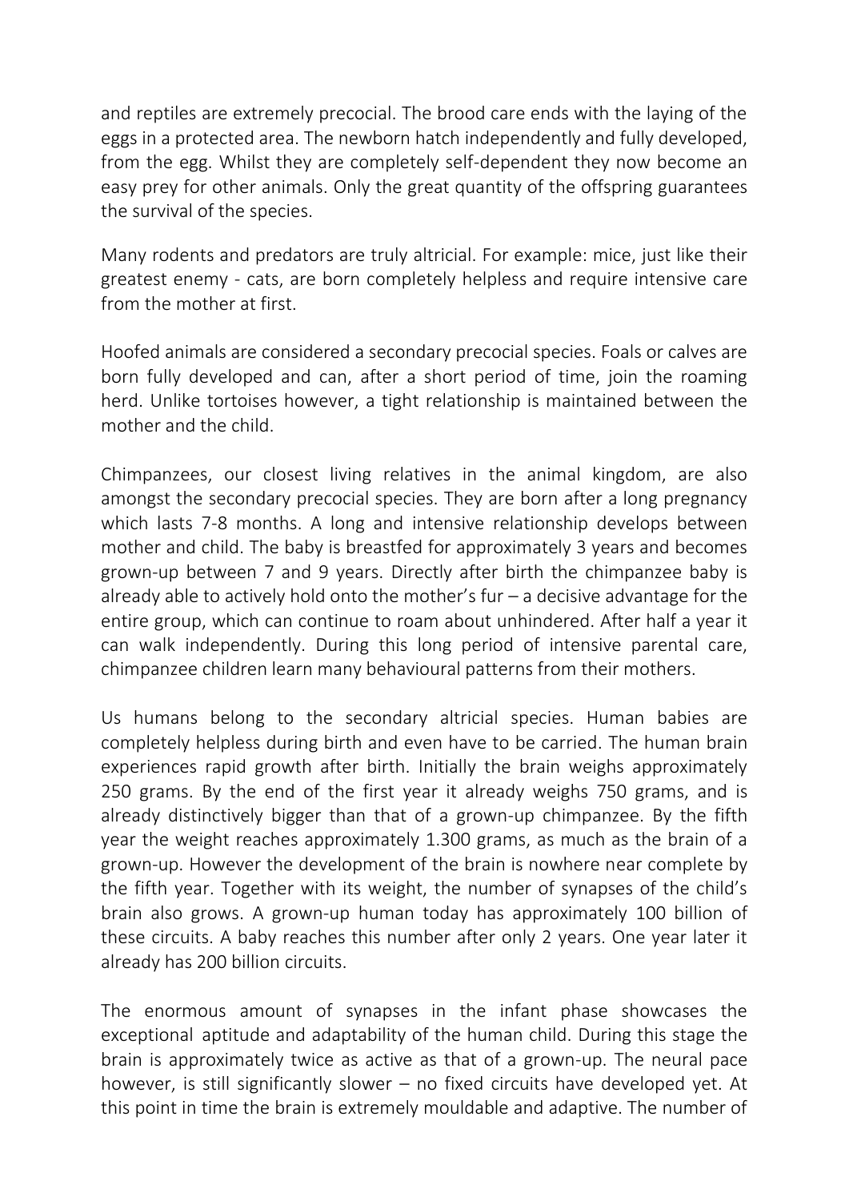and reptiles are extremely precocial. The brood care ends with the laying of the eggs in a protected area. The newborn hatch independently and fully developed, from the egg. Whilst they are completely self-dependent they now become an easy prey for other animals. Only the great quantity of the offspring guarantees the survival of the species.

Many rodents and predators are truly altricial. For example: mice, just like their greatest enemy - cats, are born completely helpless and require intensive care from the mother at first.

Hoofed animals are considered a secondary precocial species. Foals or calves are born fully developed and can, after a short period of time, join the roaming herd. Unlike tortoises however, a tight relationship is maintained between the mother and the child.

Chimpanzees, our closest living relatives in the animal kingdom, are also amongst the secondary precocial species. They are born after a long pregnancy which lasts 7-8 months. A long and intensive relationship develops between mother and child. The baby is breastfed for approximately 3 years and becomes grown-up between 7 and 9 years. Directly after birth the chimpanzee baby is already able to actively hold onto the mother's fur – a decisive advantage for the entire group, which can continue to roam about unhindered. After half a year it can walk independently. During this long period of intensive parental care, chimpanzee children learn many behavioural patterns from their mothers.

Us humans belong to the secondary altricial species. Human babies are completely helpless during birth and even have to be carried. The human brain experiences rapid growth after birth. Initially the brain weighs approximately 250 grams. By the end of the first year it already weighs 750 grams, and is already distinctively bigger than that of a grown-up chimpanzee. By the fifth year the weight reaches approximately 1.300 grams, as much as the brain of a grown-up. However the development of the brain is nowhere near complete by the fifth year. Together with its weight, the number of synapses of the child's brain also grows. A grown-up human today has approximately 100 billion of these circuits. A baby reaches this number after only 2 years. One year later it already has 200 billion circuits.

The enormous amount of synapses in the infant phase showcases the exceptional aptitude and adaptability of the human child. During this stage the brain is approximately twice as active as that of a grown-up. The neural pace however, is still significantly slower – no fixed circuits have developed yet. At this point in time the brain is extremely mouldable and adaptive. The number of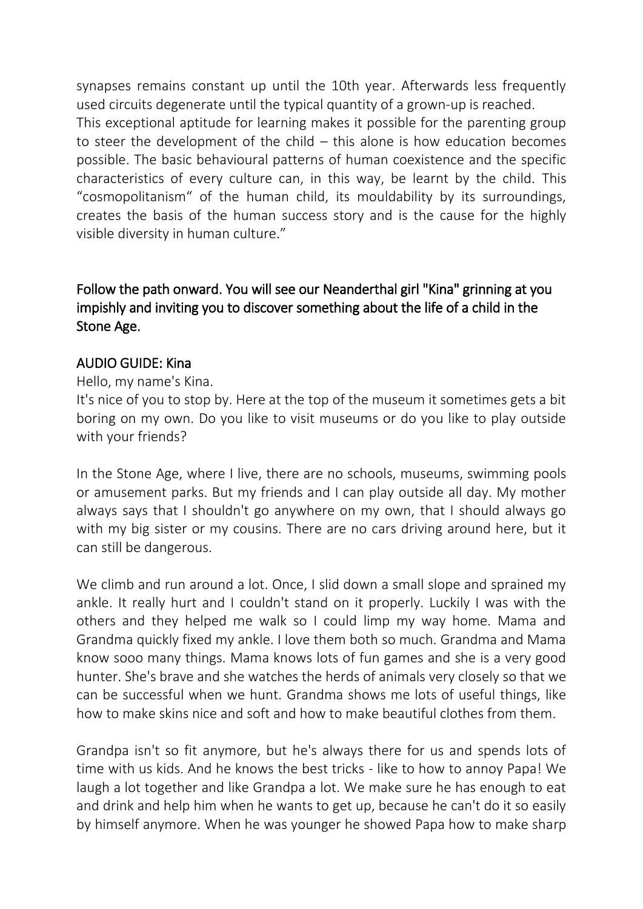synapses remains constant up until the 10th year. Afterwards less frequently used circuits degenerate until the typical quantity of a grown-up is reached.
This exceptional aptitude for learning makes it possible for the parenting group to steer the development of the child – this alone is how education becomes possible. The basic behavioural patterns of human coexistence and the specific characteristics of every culture can, in this way, be learnt by the child. This "cosmopolitanism" of the human child, its mouldability by its surroundings, creates the basis of the human success story and is the cause for the highly visible diversity in human culture."

Follow the path onward. You will see our Neanderthal girl "Kina" grinning at you impishly and inviting you to discover something about the life of a child in the Stone Age.

AUDIO GUIDE: Kina

Hello, my name's Kina.
It's nice of you to stop by. Here at the top of the museum it sometimes gets a bit boring on my own. Do you like to visit museums or do you like to play outside with your friends?

In the Stone Age, where I live, there are no schools, museums, swimming pools or amusement parks. But my friends and I can play outside all day. My mother always says that I shouldn't go anywhere on my own, that I should always go with my big sister or my cousins. There are no cars driving around here, but it can still be dangerous.

We climb and run around a lot. Once, I slid down a small slope and sprained my ankle. It really hurt and I couldn't stand on it properly. Luckily I was with the others and they helped me walk so I could limp my way home. Mama and Grandma quickly fixed my ankle. I love them both so much. Grandma and Mama know sooo many things. Mama knows lots of fun games and she is a very good hunter. She's brave and she watches the herds of animals very closely so that we can be successful when we hunt. Grandma shows me lots of useful things, like how to make skins nice and soft and how to make beautiful clothes from them.

Grandpa isn't so fit anymore, but he's always there for us and spends lots of time with us kids. And he knows the best tricks - like to how to annoy Papa! We laugh a lot together and like Grandpa a lot. We make sure he has enough to eat and drink and help him when he wants to get up, because he can't do it so easily by himself anymore. When he was younger he showed Papa how to make sharp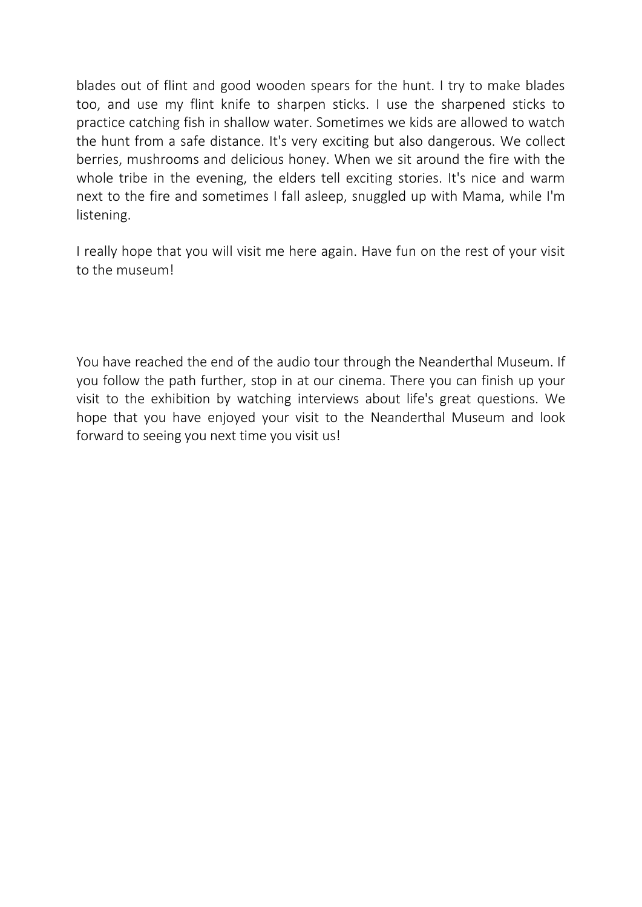blades out of flint and good wooden spears for the hunt. I try to make blades too, and use my flint knife to sharpen sticks. I use the sharpened sticks to practice catching fish in shallow water. Sometimes we kids are allowed to watch the hunt from a safe distance. It's very exciting but also dangerous. We collect berries, mushrooms and delicious honey. When we sit around the fire with the whole tribe in the evening, the elders tell exciting stories. It's nice and warm next to the fire and sometimes I fall asleep, snuggled up with Mama, while I'm listening.

I really hope that you will visit me here again. Have fun on the rest of your visit to the museum!

You have reached the end of the audio tour through the Neanderthal Museum. If you follow the path further, stop in at our cinema. There you can finish up your visit to the exhibition by watching interviews about life's great questions. We hope that you have enjoyed your visit to the Neanderthal Museum and look forward to seeing you next time you visit us!